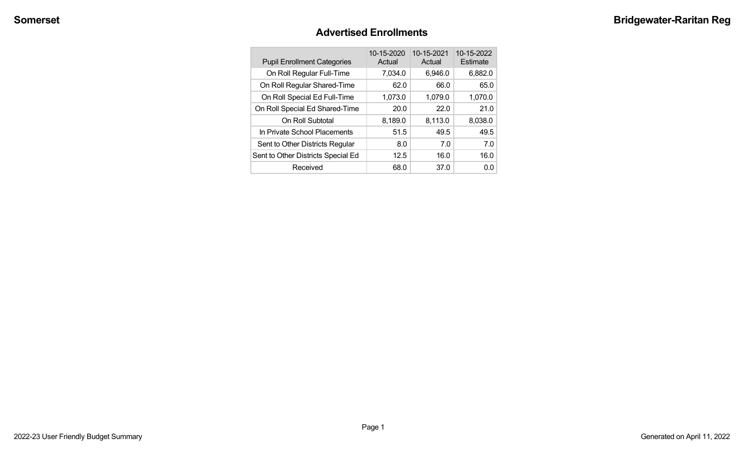## Advertised Enrollments

| Pupil Enrollment Categories | 10-15-2020 Actual | 10-15-2021 Actual | 10-15-2022 Estimate |
|---|---|---|---|
| On Roll Regular Full-Time | 7,034.0 | 6,946.0 | 6,882.0 |
| On Roll Regular Shared-Time | 62.0 | 66.0 | 65.0 |
| On Roll Special Ed Full-Time | 1,073.0 | 1,079.0 | 1,070.0 |
| On Roll Special Ed Shared-Time | 20.0 | 22.0 | 21.0 |
| On Roll Subtotal | 8,189.0 | 8,113.0 | 8,038.0 |
| In Private School Placements | 51.5 | 49.5 | 49.5 |
| Sent to Other Districts Regular | 8.0 | 7.0 | 7.0 |
| Sent to Other Districts Special Ed | 12.5 | 16.0 | 16.0 |
| Received | 68.0 | 37.0 | 0.0 |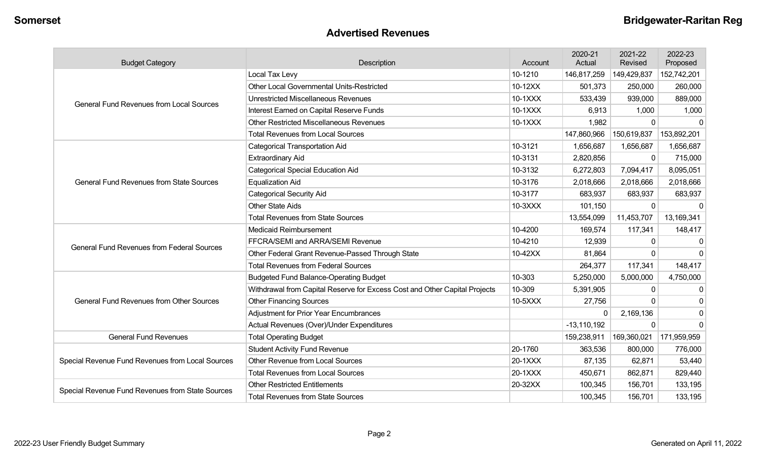## Advertised Revenues

| Budget Category | Description | Account | 2020-21 Actual | 2021-22 Revised | 2022-23 Proposed |
|---|---|---|---|---|---|
| General Fund Revenues from Local Sources | Local Tax Levy | 10-1210 | 146,817,259 | 149,429,837 | 152,742,201 |
| | Other Local Governmental Units-Restricted | 10-12XX | 501,373 | 250,000 | 260,000 |
| | Unrestricted Miscellaneous Revenues | 10-1XXX | 533,439 | 939,000 | 889,000 |
| | Interest Earned on Capital Reserve Funds | 10-1XXX | 6,913 | 1,000 | 1,000 |
| | Other Restricted Miscellaneous Revenues | 10-1XXX | 1,982 | 0 | 0 |
| | Total Revenues from Local Sources | | 147,860,966 | 150,619,837 | 153,892,201 |
| General Fund Revenues from State Sources | Categorical Transportation Aid | 10-3121 | 1,656,687 | 1,656,687 | 1,656,687 |
| | Extraordinary Aid | 10-3131 | 2,820,856 | 0 | 715,000 |
| | Categorical Special Education Aid | 10-3132 | 6,272,803 | 7,094,417 | 8,095,051 |
| | Equalization Aid | 10-3176 | 2,018,666 | 2,018,666 | 2,018,666 |
| | Categorical Security Aid | 10-3177 | 683,937 | 683,937 | 683,937 |
| | Other State Aids | 10-3XXX | 101,150 | 0 | 0 |
| | Total Revenues from State Sources | | 13,554,099 | 11,453,707 | 13,169,341 |
| General Fund Revenues from Federal Sources | Medicaid Reimbursement | 10-4200 | 169,574 | 117,341 | 148,417 |
| | FFCRA/SEMI and ARRA/SEMI Revenue | 10-4210 | 12,939 | 0 | 0 |
| | Other Federal Grant Revenue-Passed Through State | 10-42XX | 81,864 | 0 | 0 |
| | Total Revenues from Federal Sources | | 264,377 | 117,341 | 148,417 |
| General Fund Revenues from Other Sources | Budgeted Fund Balance-Operating Budget | 10-303 | 5,250,000 | 5,000,000 | 4,750,000 |
| | Withdrawal from Capital Reserve for Excess Cost and Other Capital Projects | 10-309 | 5,391,905 | 0 | 0 |
| | Other Financing Sources | 10-5XXX | 27,756 | 0 | 0 |
| | Adjustment for Prior Year Encumbrances | | 0 | 2,169,136 | 0 |
| | Actual Revenues (Over)/Under Expenditures | | -13,110,192 | 0 | 0 |
| General Fund Revenues | Total Operating Budget | | 159,238,911 | 169,360,021 | 171,959,959 |
| Special Revenue Fund Revenues from Local Sources | Student Activity Fund Revenue | 20-1760 | 363,536 | 800,000 | 776,000 |
| | Other Revenue from Local Sources | 20-1XXX | 87,135 | 62,871 | 53,440 |
| | Total Revenues from Local Sources | 20-1XXX | 450,671 | 862,871 | 829,440 |
| Special Revenue Fund Revenues from State Sources | Other Restricted Entitlements | 20-32XX | 100,345 | 156,701 | 133,195 |
| | Total Revenues from State Sources | | 100,345 | 156,701 | 133,195 |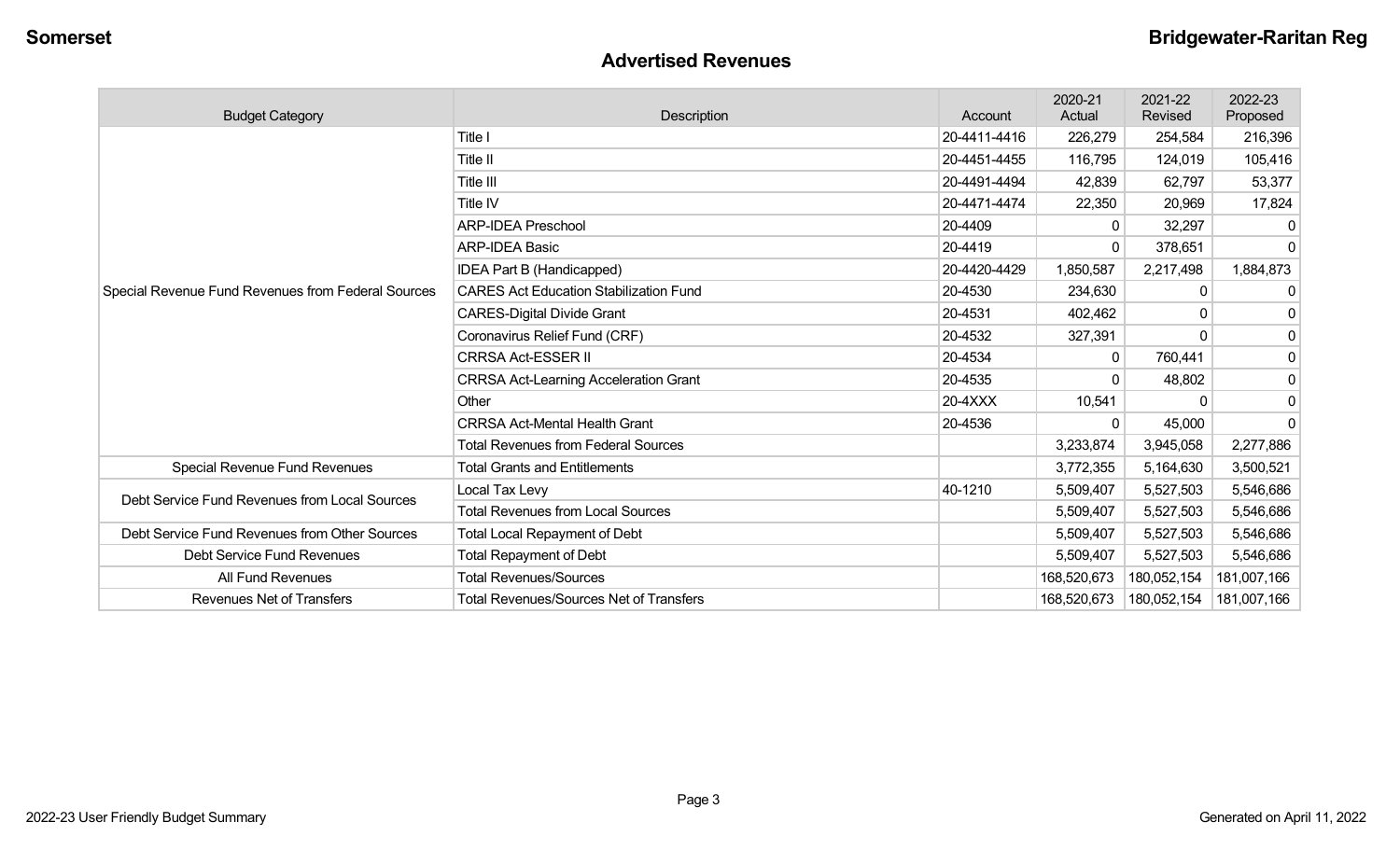## Advertised Revenues

| Budget Category | Description | Account | 2020-21 Actual | 2021-22 Revised | 2022-23 Proposed |
|---|---|---|---|---|---|
| Special Revenue Fund Revenues from Federal Sources | Title I | 20-4411-4416 | 226,279 | 254,584 | 216,396 |
| | Title II | 20-4451-4455 | 116,795 | 124,019 | 105,416 |
| | Title III | 20-4491-4494 | 42,839 | 62,797 | 53,377 |
| | Title IV | 20-4471-4474 | 22,350 | 20,969 | 17,824 |
| | ARP-IDEA Preschool | 20-4409 | 0 | 32,297 | 0 |
| | ARP-IDEA Basic | 20-4419 | 0 | 378,651 | 0 |
| | IDEA Part B (Handicapped) | 20-4420-4429 | 1,850,587 | 2,217,498 | 1,884,873 |
| | CARES Act Education Stabilization Fund | 20-4530 | 234,630 | 0 | 0 |
| | CARES-Digital Divide Grant | 20-4531 | 402,462 | 0 | 0 |
| | Coronavirus Relief Fund (CRF) | 20-4532 | 327,391 | 0 | 0 |
| | CRRSA Act-ESSER II | 20-4534 | 0 | 760,441 | 0 |
| | CRRSA Act-Learning Acceleration Grant | 20-4535 | 0 | 48,802 | 0 |
| | Other | 20-4XXX | 10,541 | 0 | 0 |
| | CRRSA Act-Mental Health Grant | 20-4536 | 0 | 45,000 | 0 |
| | Total Revenues from Federal Sources | | 3,233,874 | 3,945,058 | 2,277,886 |
| Special Revenue Fund Revenues | Total Grants and Entitlements | | 3,772,355 | 5,164,630 | 3,500,521 |
| Debt Service Fund Revenues from Local Sources | Local Tax Levy | 40-1210 | 5,509,407 | 5,527,503 | 5,546,686 |
| | Total Revenues from Local Sources | | 5,509,407 | 5,527,503 | 5,546,686 |
| Debt Service Fund Revenues from Other Sources | Total Local Repayment of Debt | | 5,509,407 | 5,527,503 | 5,546,686 |
| Debt Service Fund Revenues | Total Repayment of Debt | | 5,509,407 | 5,527,503 | 5,546,686 |
| All Fund Revenues | Total Revenues/Sources | | 168,520,673 | 180,052,154 | 181,007,166 |
| Revenues Net of Transfers | Total Revenues/Sources Net of Transfers | | 168,520,673 | 180,052,154 | 181,007,166 |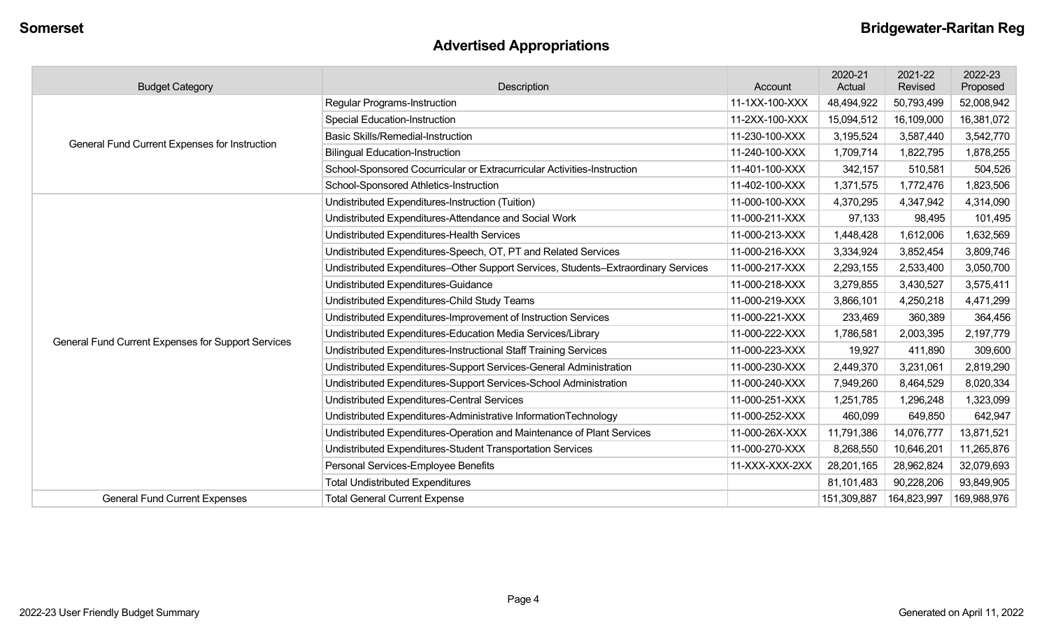# Advertised Appropriations

| Budget Category | Description | Account | 2020-21 Actual | 2021-22 Revised | 2022-23 Proposed |
|---|---|---|---|---|---|
| General Fund Current Expenses for Instruction | Regular Programs-Instruction | 11-1XX-100-XXX | 48,494,922 | 50,793,499 | 52,008,942 |
| | Special Education-Instruction | 11-2XX-100-XXX | 15,094,512 | 16,109,000 | 16,381,072 |
| | Basic Skills/Remedial-Instruction | 11-230-100-XXX | 3,195,524 | 3,587,440 | 3,542,770 |
| | Bilingual Education-Instruction | 11-240-100-XXX | 1,709,714 | 1,822,795 | 1,878,255 |
| | School-Sponsored Cocurricular or Extracurricular Activities-Instruction | 11-401-100-XXX | 342,157 | 510,581 | 504,526 |
| | School-Sponsored Athletics-Instruction | 11-402-100-XXX | 1,371,575 | 1,772,476 | 1,823,506 |
| General Fund Current Expenses for Support Services | Undistributed Expenditures-Instruction (Tuition) | 11-000-100-XXX | 4,370,295 | 4,347,942 | 4,314,090 |
| | Undistributed Expenditures-Attendance and Social Work | 11-000-211-XXX | 97,133 | 98,495 | 101,495 |
| | Undistributed Expenditures-Health Services | 11-000-213-XXX | 1,448,428 | 1,612,006 | 1,632,569 |
| | Undistributed Expenditures-Speech, OT, PT and Related Services | 11-000-216-XXX | 3,334,924 | 3,852,454 | 3,809,746 |
| | Undistributed Expenditures–Other Support Services, Students–Extraordinary Services | 11-000-217-XXX | 2,293,155 | 2,533,400 | 3,050,700 |
| | Undistributed Expenditures-Guidance | 11-000-218-XXX | 3,279,855 | 3,430,527 | 3,575,411 |
| | Undistributed Expenditures-Child Study Teams | 11-000-219-XXX | 3,866,101 | 4,250,218 | 4,471,299 |
| | Undistributed Expenditures-Improvement of Instruction Services | 11-000-221-XXX | 233,469 | 360,389 | 364,456 |
| | Undistributed Expenditures-Education Media Services/Library | 11-000-222-XXX | 1,786,581 | 2,003,395 | 2,197,779 |
| | Undistributed Expenditures-Instructional Staff Training Services | 11-000-223-XXX | 19,927 | 411,890 | 309,600 |
| | Undistributed Expenditures-Support Services-General Administration | 11-000-230-XXX | 2,449,370 | 3,231,061 | 2,819,290 |
| | Undistributed Expenditures-Support Services-School Administration | 11-000-240-XXX | 7,949,260 | 8,464,529 | 8,020,334 |
| | Undistributed Expenditures-Central Services | 11-000-251-XXX | 1,251,785 | 1,296,248 | 1,323,099 |
| | Undistributed Expenditures-Administrative InformationTechnology | 11-000-252-XXX | 460,099 | 649,850 | 642,947 |
| | Undistributed Expenditures-Operation and Maintenance of Plant Services | 11-000-26X-XXX | 11,791,386 | 14,076,777 | 13,871,521 |
| | Undistributed Expenditures-Student Transportation Services | 11-000-270-XXX | 8,268,550 | 10,646,201 | 11,265,876 |
| | Personal Services-Employee Benefits | 11-XXX-XXX-2XX | 28,201,165 | 28,962,824 | 32,079,693 |
| | Total Undistributed Expenditures | | 81,101,483 | 90,228,206 | 93,849,905 |
| General Fund Current Expenses | Total General Current Expense | | 151,309,887 | 164,823,997 | 169,988,976 |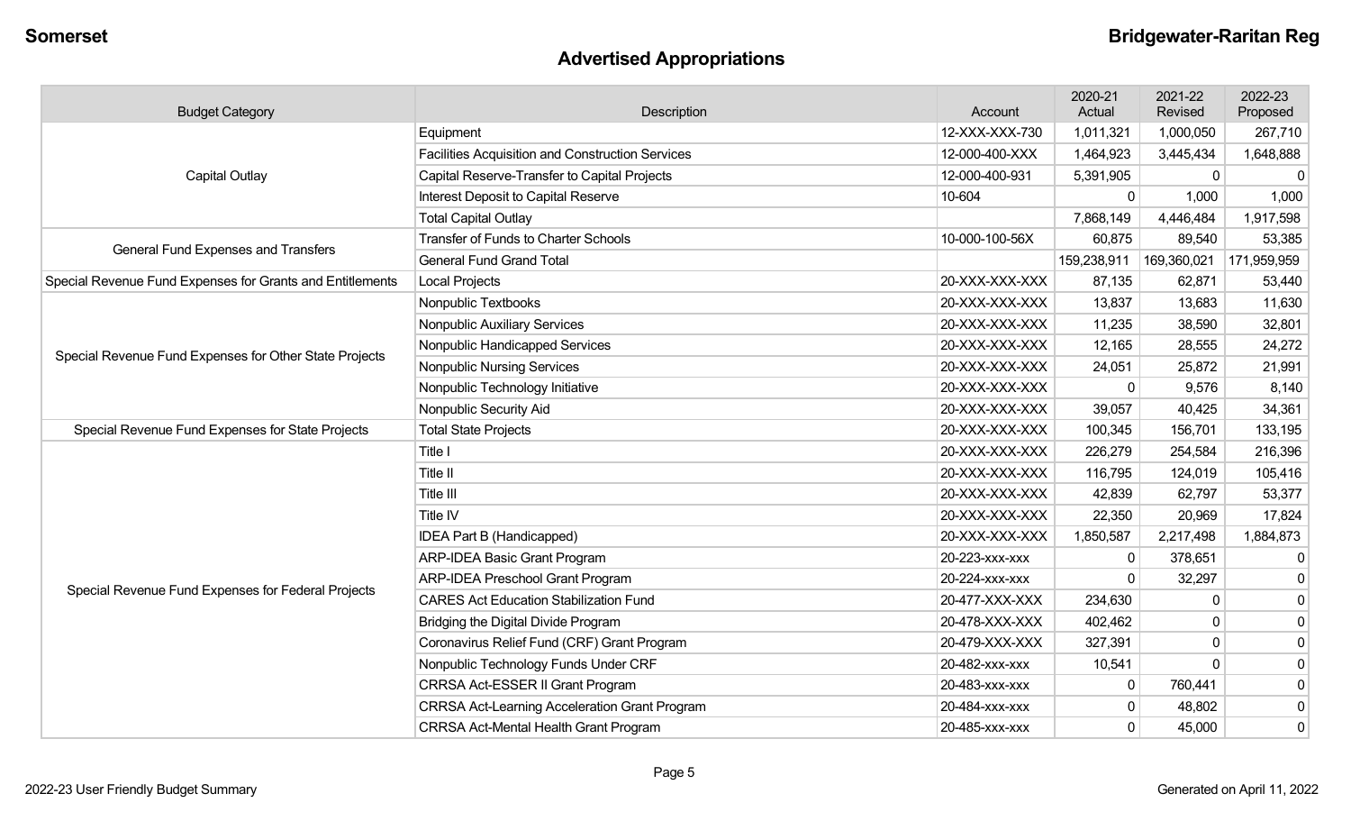## Advertised Appropriations

| Budget Category | Description | Account | 2020-21 Actual | 2021-22 Revised | 2022-23 Proposed |
|---|---|---|---|---|---|
| Capital Outlay | Equipment | 12-XXX-XXX-730 | 1,011,321 | 1,000,050 | 267,710 |
| | Facilities Acquisition and Construction Services | 12-000-400-XXX | 1,464,923 | 3,445,434 | 1,648,888 |
| | Capital Reserve-Transfer to Capital Projects | 12-000-400-931 | 5,391,905 | 0 | 0 |
| | Interest Deposit to Capital Reserve | 10-604 | 0 | 1,000 | 1,000 |
| | Total Capital Outlay | | 7,868,149 | 4,446,484 | 1,917,598 |
| General Fund Expenses and Transfers | Transfer of Funds to Charter Schools | 10-000-100-56X | 60,875 | 89,540 | 53,385 |
| | General Fund Grand Total | | 159,238,911 | 169,360,021 | 171,959,959 |
| Special Revenue Fund Expenses for Grants and Entitlements | Local Projects | 20-XXX-XXX-XXX | 87,135 | 62,871 | 53,440 |
| Special Revenue Fund Expenses for Other State Projects | Nonpublic Textbooks | 20-XXX-XXX-XXX | 13,837 | 13,683 | 11,630 |
| | Nonpublic Auxiliary Services | 20-XXX-XXX-XXX | 11,235 | 38,590 | 32,801 |
| | Nonpublic Handicapped Services | 20-XXX-XXX-XXX | 12,165 | 28,555 | 24,272 |
| | Nonpublic Nursing Services | 20-XXX-XXX-XXX | 24,051 | 25,872 | 21,991 |
| | Nonpublic Technology Initiative | 20-XXX-XXX-XXX | 0 | 9,576 | 8,140 |
| | Nonpublic Security Aid | 20-XXX-XXX-XXX | 39,057 | 40,425 | 34,361 |
| Special Revenue Fund Expenses for State Projects | Total State Projects | 20-XXX-XXX-XXX | 100,345 | 156,701 | 133,195 |
| Special Revenue Fund Expenses for Federal Projects | Title I | 20-XXX-XXX-XXX | 226,279 | 254,584 | 216,396 |
| | Title II | 20-XXX-XXX-XXX | 116,795 | 124,019 | 105,416 |
| | Title III | 20-XXX-XXX-XXX | 42,839 | 62,797 | 53,377 |
| | Title IV | 20-XXX-XXX-XXX | 22,350 | 20,969 | 17,824 |
| | IDEA Part B (Handicapped) | 20-XXX-XXX-XXX | 1,850,587 | 2,217,498 | 1,884,873 |
| | ARP-IDEA Basic Grant Program | 20-223-xxx-xxx | 0 | 378,651 | 0 |
| | ARP-IDEA Preschool Grant Program | 20-224-xxx-xxx | 0 | 32,297 | 0 |
| | CARES Act Education Stabilization Fund | 20-477-XXX-XXX | 234,630 | 0 | 0 |
| | Bridging the Digital Divide Program | 20-478-XXX-XXX | 402,462 | 0 | 0 |
| | Coronavirus Relief Fund (CRF) Grant Program | 20-479-XXX-XXX | 327,391 | 0 | 0 |
| | Nonpublic Technology Funds Under CRF | 20-482-xxx-xxx | 10,541 | 0 | 0 |
| | CRRSA Act-ESSER II Grant Program | 20-483-xxx-xxx | 0 | 760,441 | 0 |
| | CRRSA Act-Learning Acceleration Grant Program | 20-484-xxx-xxx | 0 | 48,802 | 0 |
| | CRRSA Act-Mental Health Grant Program | 20-485-xxx-xxx | 0 | 45,000 | 0 |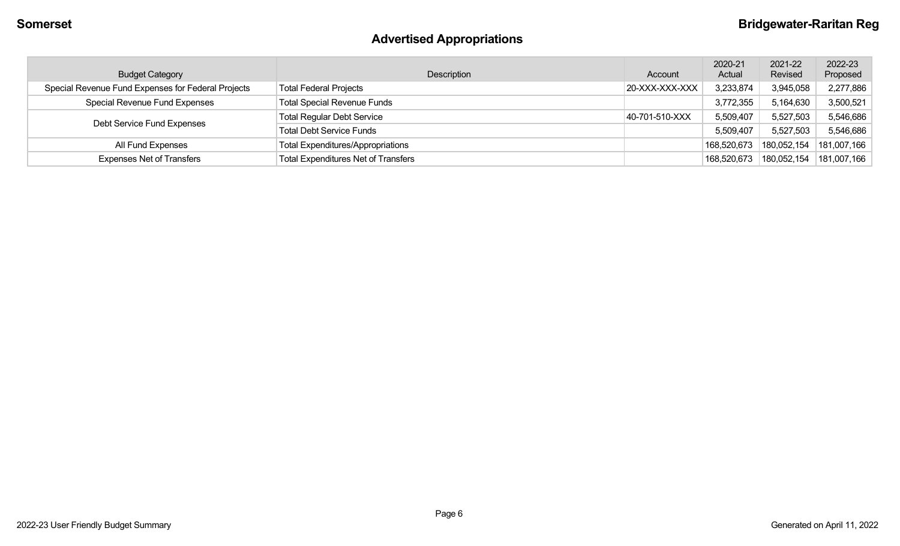## Advertised Appropriations

| Budget Category | Description | Account | 2020-21 Actual | 2021-22 Revised | 2022-23 Proposed |
|---|---|---|---|---|---|
| Special Revenue Fund Expenses for Federal Projects | Total Federal Projects | 20-XXX-XXX-XXX | 3,233,874 | 3,945,058 | 2,277,886 |
| Special Revenue Fund Expenses | Total Special Revenue Funds | | 3,772,355 | 5,164,630 | 3,500,521 |
| Debt Service Fund Expenses | Total Regular Debt Service | 40-701-510-XXX | 5,509,407 | 5,527,503 | 5,546,686 |
| | Total Debt Service Funds | | 5,509,407 | 5,527,503 | 5,546,686 |
| All Fund Expenses | Total Expenditures/Appropriations | | 168,520,673 | 180,052,154 | 181,007,166 |
| Expenses Net of Transfers | Total Expenditures Net of Transfers | | 168,520,673 | 180,052,154 | 181,007,166 |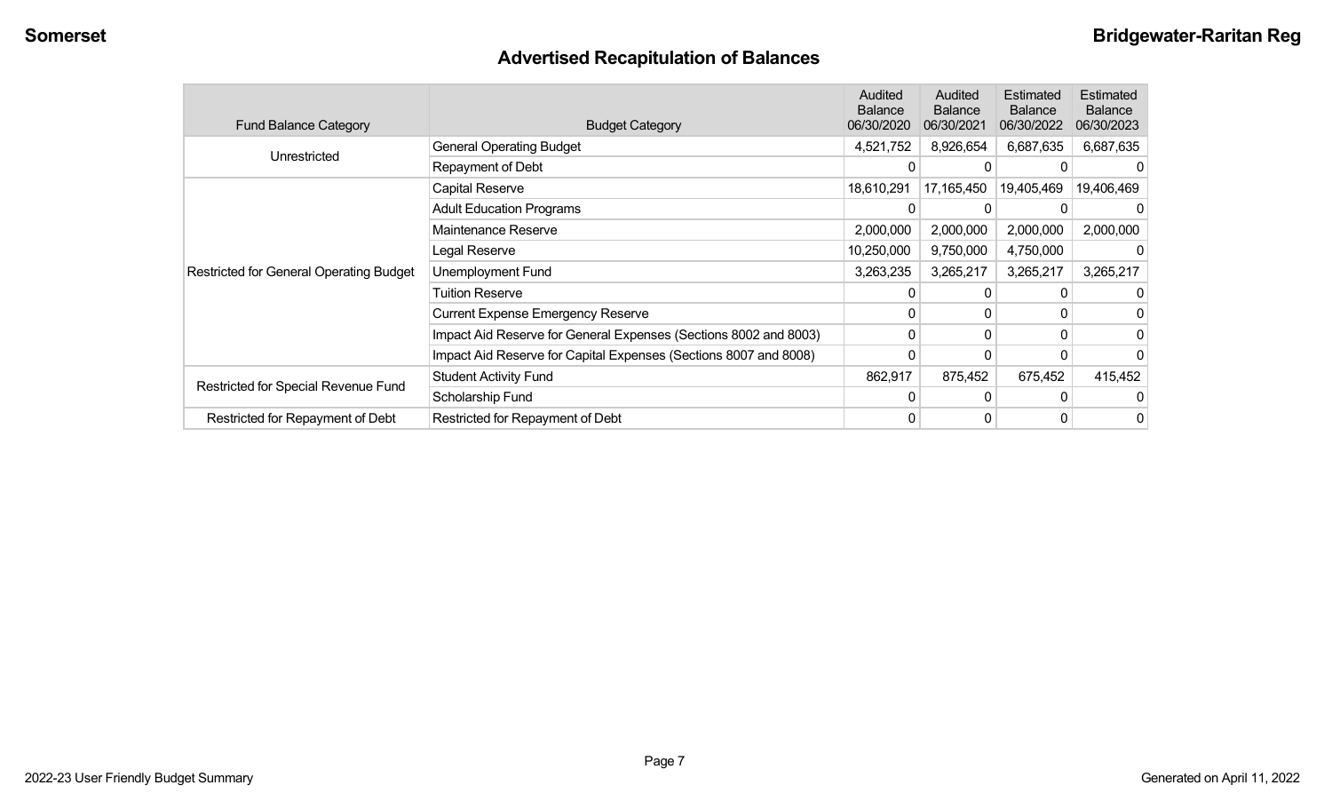# Advertised Recapitulation of Balances

| Fund Balance Category | Budget Category | Audited Balance 06/30/2020 | Audited Balance 06/30/2021 | Estimated Balance 06/30/2022 | Estimated Balance 06/30/2023 |
|---|---|---|---|---|---|
| Unrestricted | General Operating Budget | 4,521,752 | 8,926,654 | 6,687,635 | 6,687,635 |
| | Repayment of Debt | 0 | 0 | 0 | 0 |
| Restricted for General Operating Budget | Capital Reserve | 18,610,291 | 17,165,450 | 19,405,469 | 19,406,469 |
| | Adult Education Programs | 0 | 0 | 0 | 0 |
| | Maintenance Reserve | 2,000,000 | 2,000,000 | 2,000,000 | 2,000,000 |
| | Legal Reserve | 10,250,000 | 9,750,000 | 4,750,000 | 0 |
| | Unemployment Fund | 3,263,235 | 3,265,217 | 3,265,217 | 3,265,217 |
| | Tuition Reserve | 0 | 0 | 0 | 0 |
| | Current Expense Emergency Reserve | 0 | 0 | 0 | 0 |
| | Impact Aid Reserve for General Expenses (Sections 8002 and 8003) | 0 | 0 | 0 | 0 |
| | Impact Aid Reserve for Capital Expenses (Sections 8007 and 8008) | 0 | 0 | 0 | 0 |
| Restricted for Special Revenue Fund | Student Activity Fund | 862,917 | 875,452 | 675,452 | 415,452 |
| | Scholarship Fund | 0 | 0 | 0 | 0 |
| Restricted for Repayment of Debt | Restricted for Repayment of Debt | 0 | 0 | 0 | 0 |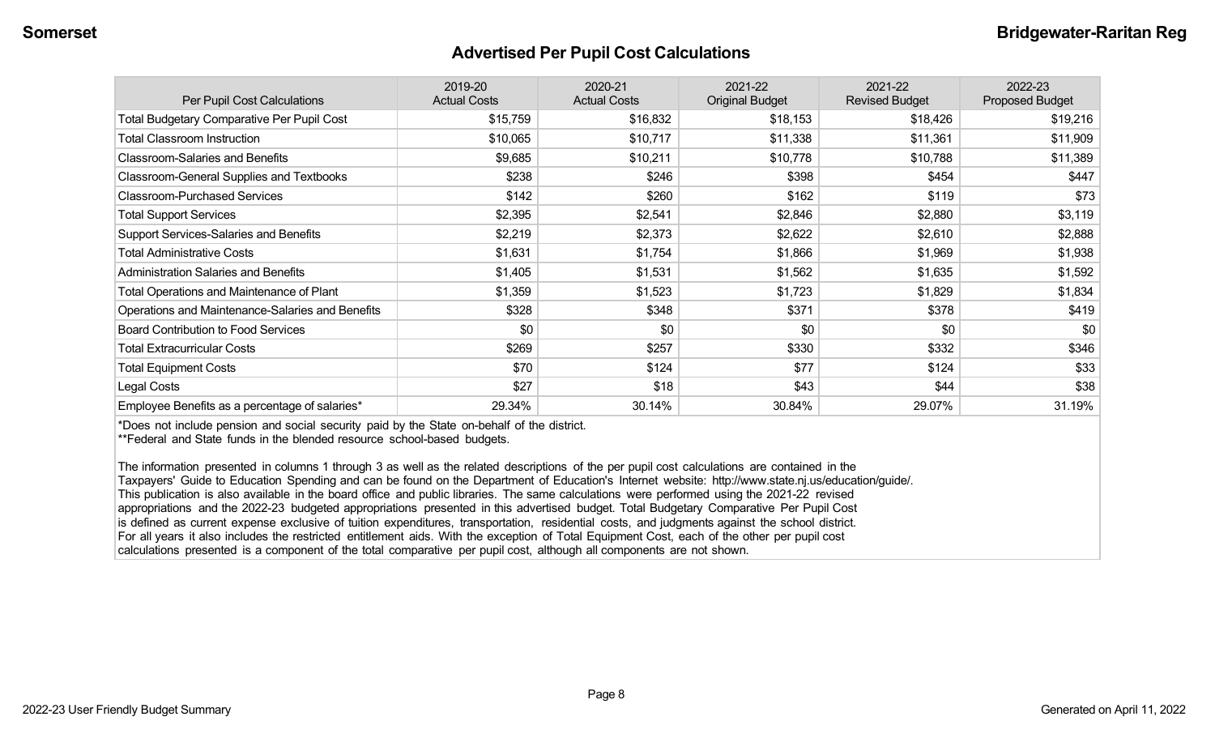Somerset **Bridgewater-Raritan Reg**

## Advertised Per Pupil Cost Calculations

| Per Pupil Cost Calculations | 2019-20 Actual Costs | 2020-21 Actual Costs | 2021-22 Original Budget | 2021-22 Revised Budget | 2022-23 Proposed Budget |
|---|---|---|---|---|---|
| Total Budgetary Comparative Per Pupil Cost | $15,759 | $16,832 | $18,153 | $18,426 | $19,216 |
| Total Classroom Instruction | $10,065 | $10,717 | $11,338 | $11,361 | $11,909 |
| Classroom-Salaries and Benefits | $9,685 | $10,211 | $10,778 | $10,788 | $11,389 |
| Classroom-General Supplies and Textbooks | $238 | $246 | $398 | $454 | $447 |
| Classroom-Purchased Services | $142 | $260 | $162 | $119 | $73 |
| Total Support Services | $2,395 | $2,541 | $2,846 | $2,880 | $3,119 |
| Support Services-Salaries and Benefits | $2,219 | $2,373 | $2,622 | $2,610 | $2,888 |
| Total Administrative Costs | $1,631 | $1,754 | $1,866 | $1,969 | $1,938 |
| Administration Salaries and Benefits | $1,405 | $1,531 | $1,562 | $1,635 | $1,592 |
| Total Operations and Maintenance of Plant | $1,359 | $1,523 | $1,723 | $1,829 | $1,834 |
| Operations and Maintenance-Salaries and Benefits | $328 | $348 | $371 | $378 | $419 |
| Board Contribution to Food Services | $0 | $0 | $0 | $0 | $0 |
| Total Extracurricular Costs | $269 | $257 | $330 | $332 | $346 |
| Total Equipment Costs | $70 | $124 | $77 | $124 | $33 |
| Legal Costs | $27 | $18 | $43 | $44 | $38 |
| Employee Benefits as a percentage of salaries* | 29.34% | 30.14% | 30.84% | 29.07% | 31.19% |

*Does not include pension and social security paid by the State on-behalf of the district.
**Federal and State funds in the blended resource school-based budgets.

The information presented in columns 1 through 3 as well as the related descriptions of the per pupil cost calculations are contained in the Taxpayers' Guide to Education Spending and can be found on the Department of Education's Internet website: http://www.state.nj.us/education/guide/. This publication is also available in the board office and public libraries. The same calculations were performed using the 2021-22 revised appropriations and the 2022-23 budgeted appropriations presented in this advertised budget. Total Budgetary Comparative Per Pupil Cost is defined as current expense exclusive of tuition expenditures, transportation, residential costs, and judgments against the school district. For all years it also includes the restricted entitlement aids. With the exception of Total Equipment Cost, each of the other per pupil cost calculations presented is a component of the total comparative per pupil cost, although all components are not shown.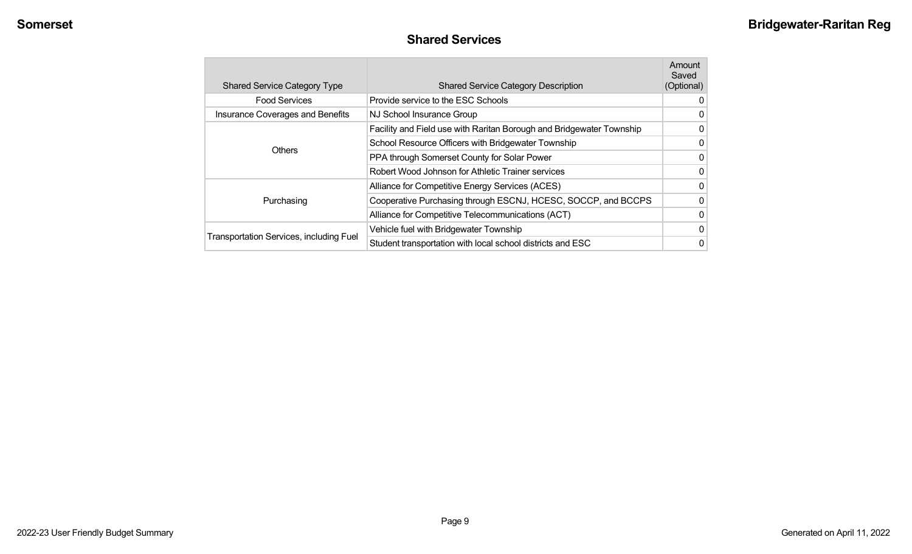## Shared Services

| Shared Service Category Type | Shared Service Category Description | Amount Saved (Optional) |
|---|---|---|
| Food Services | Provide service to the ESC Schools | 0 |
| Insurance Coverages and Benefits | NJ School Insurance Group | 0 |
| Others | Facility and Field use with Raritan Borough and Bridgewater Township | 0 |
| | School Resource Officers with Bridgewater Township | 0 |
| | PPA through Somerset County for Solar Power | 0 |
| | Robert Wood Johnson for Athletic Trainer services | 0 |
| Purchasing | Alliance for Competitive Energy Services (ACES) | 0 |
| | Cooperative Purchasing through ESCNJ, HCESC, SOCCP, and BCCPS | 0 |
| | Alliance for Competitive Telecommunications (ACT) | 0 |
| Transportation Services, including Fuel | Vehicle fuel with Bridgewater Township | 0 |
| | Student transportation with local school districts and ESC | 0 |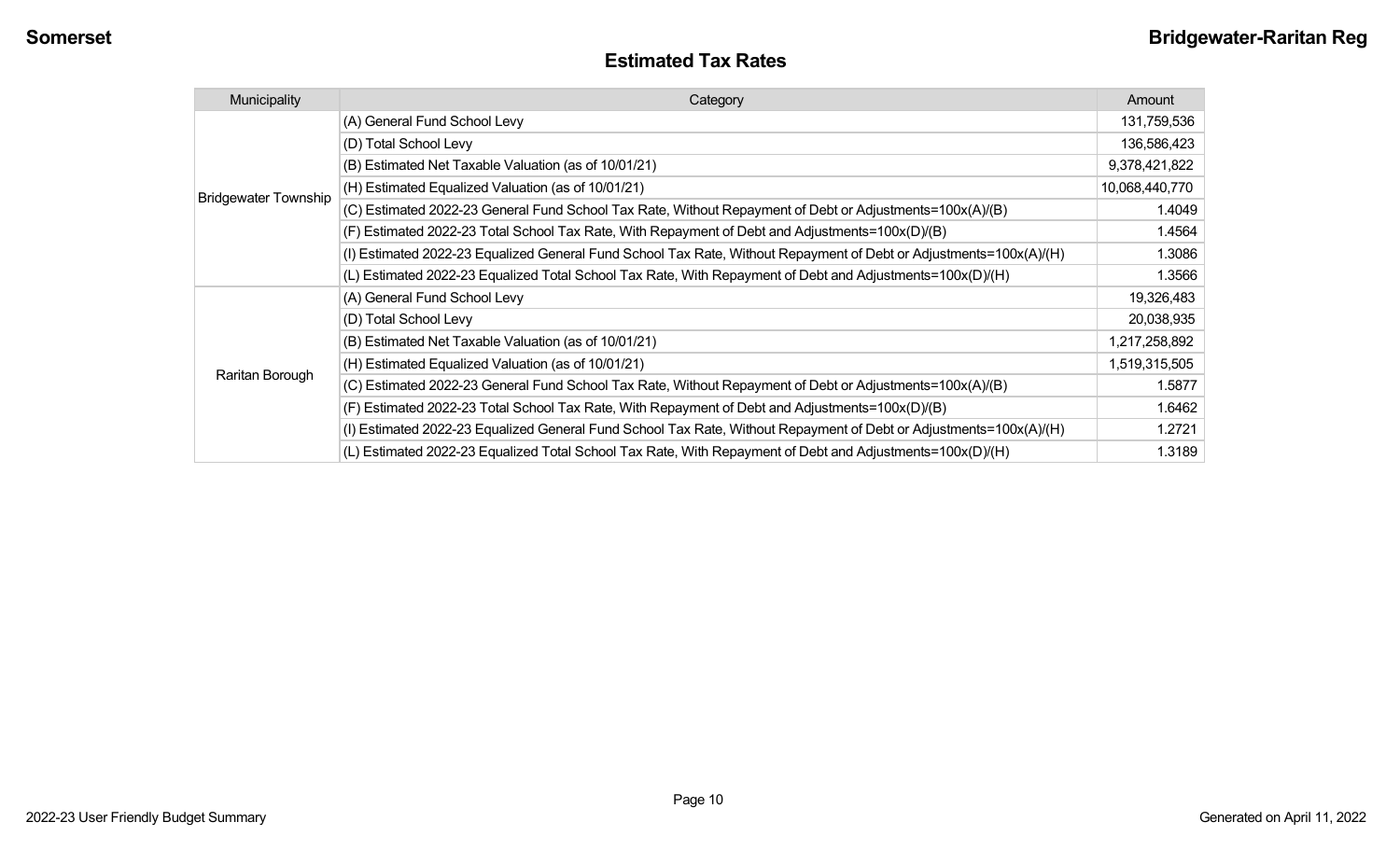## Estimated Tax Rates

| Municipality | Category | Amount |
|---|---|---|
| Bridgewater Township | (A) General Fund School Levy | 131,759,536 |
| | (D) Total School Levy | 136,586,423 |
| | (B) Estimated Net Taxable Valuation (as of 10/01/21) | 9,378,421,822 |
| | (H) Estimated Equalized Valuation (as of 10/01/21) | 10,068,440,770 |
| | (C) Estimated 2022-23 General Fund School Tax Rate, Without Repayment of Debt or Adjustments=100x(A)/(B) | 1.4049 |
| | (F) Estimated 2022-23 Total School Tax Rate, With Repayment of Debt and Adjustments=100x(D)/(B) | 1.4564 |
| | (I) Estimated 2022-23 Equalized General Fund School Tax Rate, Without Repayment of Debt or Adjustments=100x(A)/(H) | 1.3086 |
| | (L) Estimated 2022-23 Equalized Total School Tax Rate, With Repayment of Debt and Adjustments=100x(D)/(H) | 1.3566 |
| Raritan Borough | (A) General Fund School Levy | 19,326,483 |
| | (D) Total School Levy | 20,038,935 |
| | (B) Estimated Net Taxable Valuation (as of 10/01/21) | 1,217,258,892 |
| | (H) Estimated Equalized Valuation (as of 10/01/21) | 1,519,315,505 |
| | (C) Estimated 2022-23 General Fund School Tax Rate, Without Repayment of Debt or Adjustments=100x(A)/(B) | 1.5877 |
| | (F) Estimated 2022-23 Total School Tax Rate, With Repayment of Debt and Adjustments=100x(D)/(B) | 1.6462 |
| | (I) Estimated 2022-23 Equalized General Fund School Tax Rate, Without Repayment of Debt or Adjustments=100x(A)/(H) | 1.2721 |
| | (L) Estimated 2022-23 Equalized Total School Tax Rate, With Repayment of Debt and Adjustments=100x(D)/(H) | 1.3189 |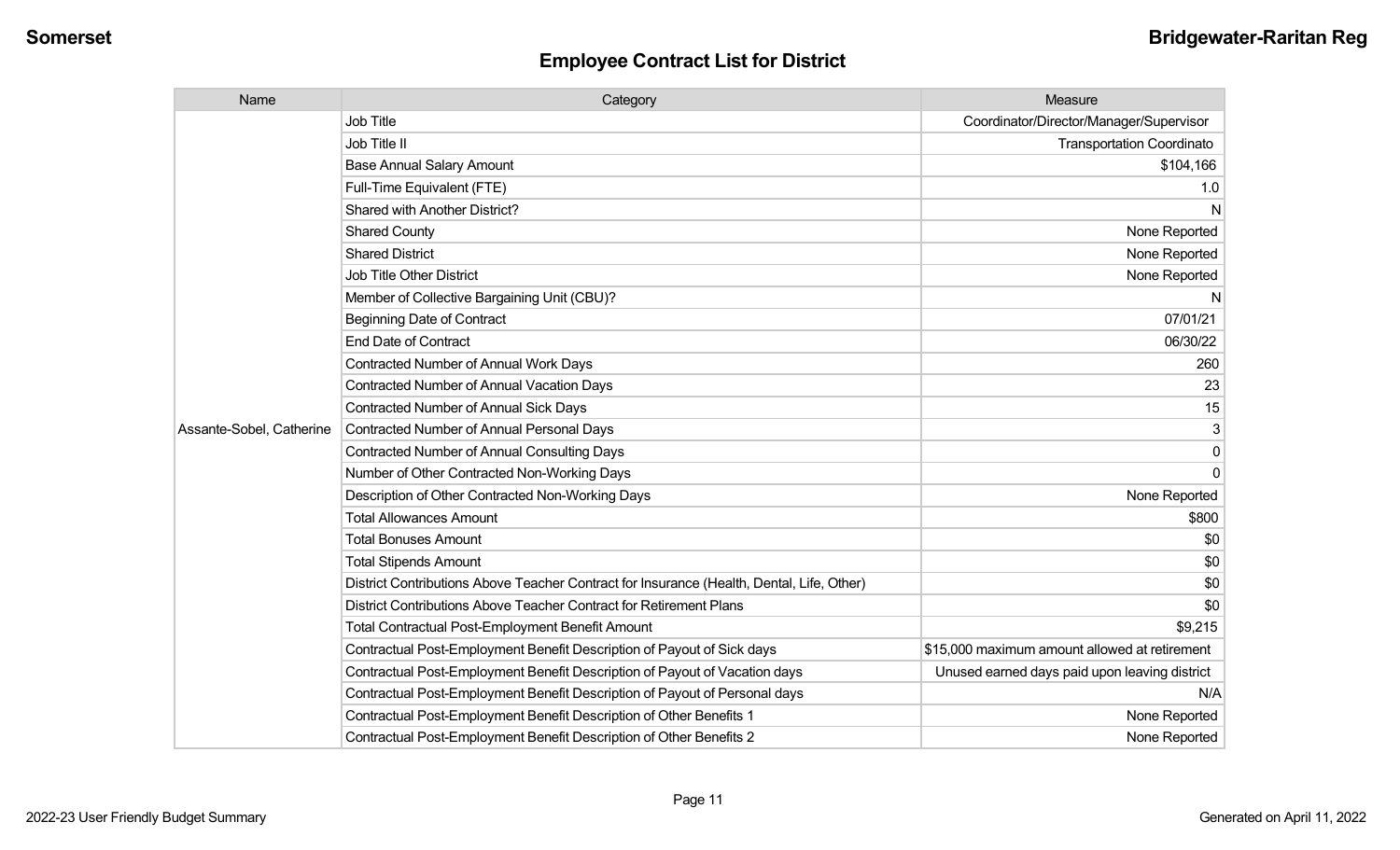# Employee Contract List for District

| Name | Category | Measure |
|---|---|---|
| Assante-Sobel, Catherine | Job Title | Coordinator/Director/Manager/Supervisor |
| | Job Title II | Transportation Coordinato |
| | Base Annual Salary Amount | $104,166 |
| | Full-Time Equivalent (FTE) | 1.0 |
| | Shared with Another District? | N |
| | Shared County | None Reported |
| | Shared District | None Reported |
| | Job Title Other District | None Reported |
| | Member of Collective Bargaining Unit (CBU)? | N |
| | Beginning Date of Contract | 07/01/21 |
| | End Date of Contract | 06/30/22 |
| | Contracted Number of Annual Work Days | 260 |
| | Contracted Number of Annual Vacation Days | 23 |
| | Contracted Number of Annual Sick Days | 15 |
| | Contracted Number of Annual Personal Days | 3 |
| | Contracted Number of Annual Consulting Days | 0 |
| | Number of Other Contracted Non-Working Days | 0 |
| | Description of Other Contracted Non-Working Days | None Reported |
| | Total Allowances Amount | $800 |
| | Total Bonuses Amount | $0 |
| | Total Stipends Amount | $0 |
| | District Contributions Above Teacher Contract for Insurance (Health, Dental, Life, Other) | $0 |
| | District Contributions Above Teacher Contract for Retirement Plans | $0 |
| | Total Contractual Post-Employment Benefit Amount | $9,215 |
| | Contractual Post-Employment Benefit Description of Payout of Sick days | $15,000 maximum amount allowed at retirement |
| | Contractual Post-Employment Benefit Description of Payout of Vacation days | Unused earned days paid upon leaving district |
| | Contractual Post-Employment Benefit Description of Payout of Personal days | N/A |
| | Contractual Post-Employment Benefit Description of Other Benefits 1 | None Reported |
| | Contractual Post-Employment Benefit Description of Other Benefits 2 | None Reported |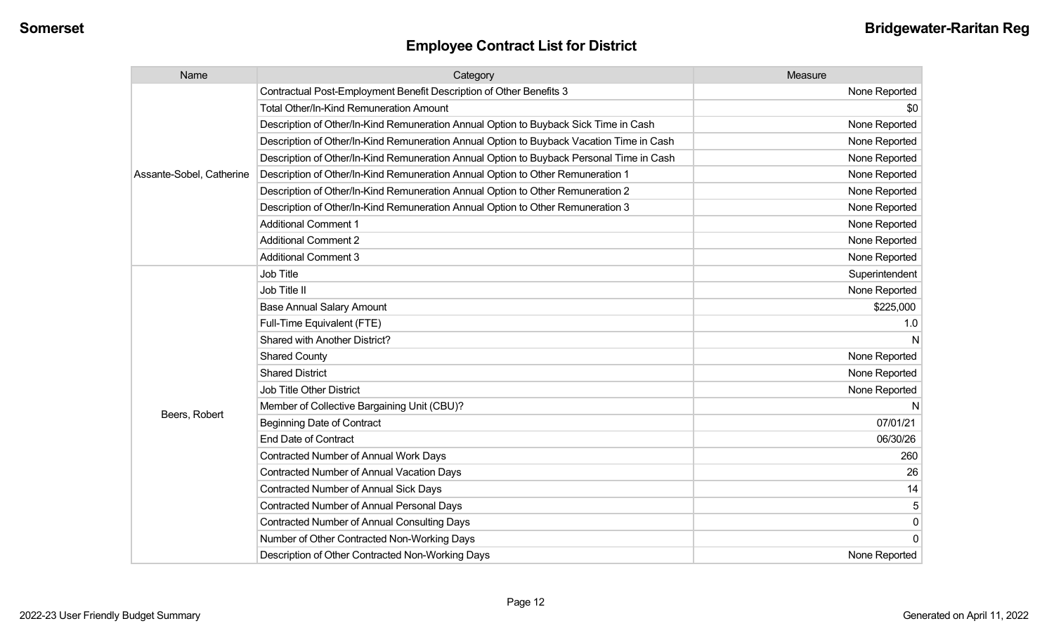## Employee Contract List for District

| Name | Category | Measure |
|---|---|---|
| Assante-Sobel, Catherine | Contractual Post-Employment Benefit Description of Other Benefits 3 | None Reported |
| | Total Other/In-Kind Remuneration Amount | $0 |
| | Description of Other/In-Kind Remuneration Annual Option to Buyback Sick Time in Cash | None Reported |
| | Description of Other/In-Kind Remuneration Annual Option to Buyback Vacation Time in Cash | None Reported |
| | Description of Other/In-Kind Remuneration Annual Option to Buyback Personal Time in Cash | None Reported |
| | Description of Other/In-Kind Remuneration Annual Option to Other Remuneration 1 | None Reported |
| | Description of Other/In-Kind Remuneration Annual Option to Other Remuneration 2 | None Reported |
| | Description of Other/In-Kind Remuneration Annual Option to Other Remuneration 3 | None Reported |
| | Additional Comment 1 | None Reported |
| | Additional Comment 2 | None Reported |
| | Additional Comment 3 | None Reported |
| Beers, Robert | Job Title | Superintendent |
| | Job Title II | None Reported |
| | Base Annual Salary Amount | $225,000 |
| | Full-Time Equivalent (FTE) | 1.0 |
| | Shared with Another District? | N |
| | Shared County | None Reported |
| | Shared District | None Reported |
| | Job Title Other District | None Reported |
| | Member of Collective Bargaining Unit (CBU)? | N |
| | Beginning Date of Contract | 07/01/21 |
| | End Date of Contract | 06/30/26 |
| | Contracted Number of Annual Work Days | 260 |
| | Contracted Number of Annual Vacation Days | 26 |
| | Contracted Number of Annual Sick Days | 14 |
| | Contracted Number of Annual Personal Days | 5 |
| | Contracted Number of Annual Consulting Days | 0 |
| | Number of Other Contracted Non-Working Days | 0 |
| | Description of Other Contracted Non-Working Days | None Reported |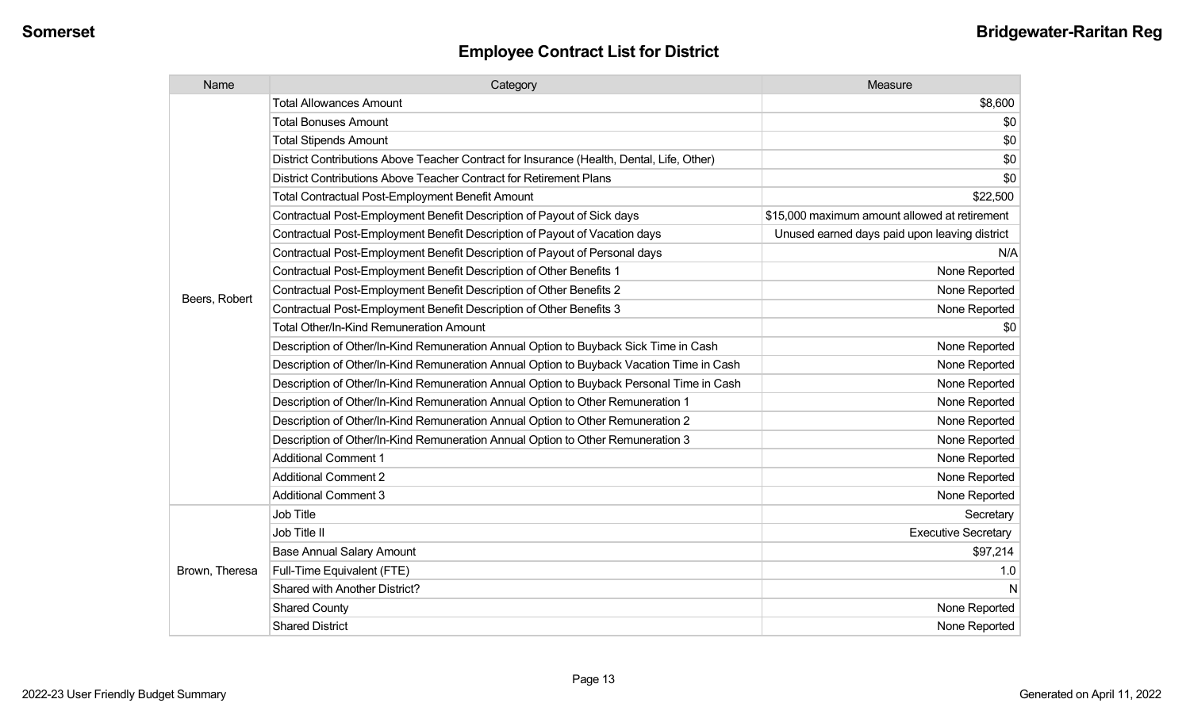## Employee Contract List for District

| Name | Category | Measure |
| --- | --- | --- |
| Beers, Robert | Total Allowances Amount | $8,600 |
| | Total Bonuses Amount | $0 |
| | Total Stipends Amount | $0 |
| | District Contributions Above Teacher Contract for Insurance (Health, Dental, Life, Other) | $0 |
| | District Contributions Above Teacher Contract for Retirement Plans | $0 |
| | Total Contractual Post-Employment Benefit Amount | $22,500 |
| | Contractual Post-Employment Benefit Description of Payout of Sick days | $15,000 maximum amount allowed at retirement |
| | Contractual Post-Employment Benefit Description of Payout of Vacation days | Unused earned days paid upon leaving district |
| | Contractual Post-Employment Benefit Description of Payout of Personal days | N/A |
| | Contractual Post-Employment Benefit Description of Other Benefits 1 | None Reported |
| | Contractual Post-Employment Benefit Description of Other Benefits 2 | None Reported |
| | Contractual Post-Employment Benefit Description of Other Benefits 3 | None Reported |
| | Total Other/In-Kind Remuneration Amount | $0 |
| | Description of Other/In-Kind Remuneration Annual Option to Buyback Sick Time in Cash | None Reported |
| | Description of Other/In-Kind Remuneration Annual Option to Buyback Vacation Time in Cash | None Reported |
| | Description of Other/In-Kind Remuneration Annual Option to Buyback Personal Time in Cash | None Reported |
| | Description of Other/In-Kind Remuneration Annual Option to Other Remuneration 1 | None Reported |
| | Description of Other/In-Kind Remuneration Annual Option to Other Remuneration 2 | None Reported |
| | Description of Other/In-Kind Remuneration Annual Option to Other Remuneration 3 | None Reported |
| | Additional Comment 1 | None Reported |
| | Additional Comment 2 | None Reported |
| | Additional Comment 3 | None Reported |
| Brown, Theresa | Job Title | Secretary |
| | Job Title II | Executive Secretary |
| | Base Annual Salary Amount | $97,214 |
| | Full-Time Equivalent (FTE) | 1.0 |
| | Shared with Another District? | N |
| | Shared County | None Reported |
| | Shared District | None Reported |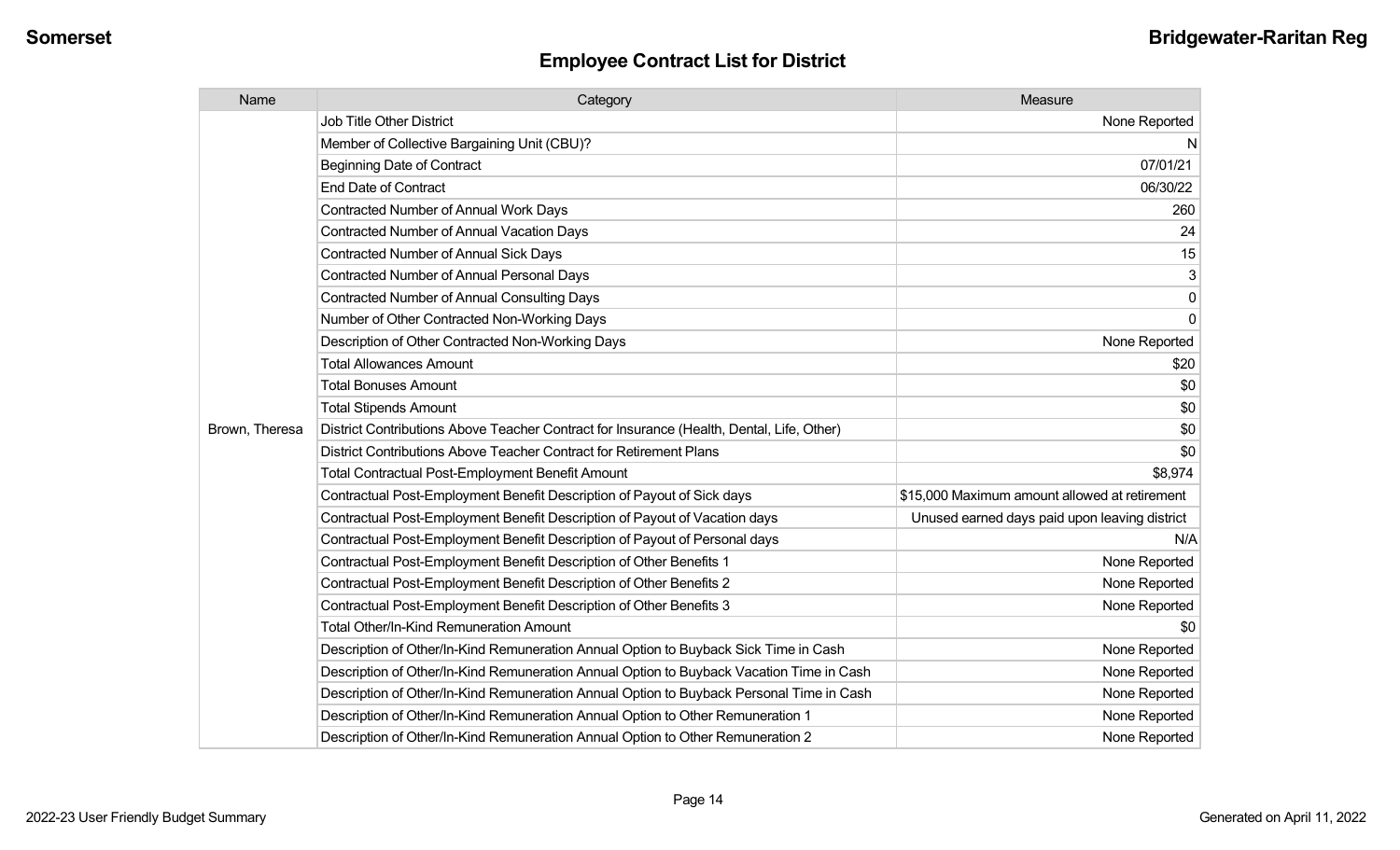Somerset | Bridgewater-Raritan Reg

# Employee Contract List for District

| Name | Category | Measure |
|---|---|---|
| Brown, Theresa | Job Title Other District | None Reported |
| | Member of Collective Bargaining Unit (CBU)? | N |
| | Beginning Date of Contract | 07/01/21 |
| | End Date of Contract | 06/30/22 |
| | Contracted Number of Annual Work Days | 260 |
| | Contracted Number of Annual Vacation Days | 24 |
| | Contracted Number of Annual Sick Days | 15 |
| | Contracted Number of Annual Personal Days | 3 |
| | Contracted Number of Annual Consulting Days | 0 |
| | Number of Other Contracted Non-Working Days | 0 |
| | Description of Other Contracted Non-Working Days | None Reported |
| | Total Allowances Amount | $20 |
| | Total Bonuses Amount | $0 |
| | Total Stipends Amount | $0 |
| | District Contributions Above Teacher Contract for Insurance (Health, Dental, Life, Other) | $0 |
| | District Contributions Above Teacher Contract for Retirement Plans | $0 |
| | Total Contractual Post-Employment Benefit Amount | $8,974 |
| | Contractual Post-Employment Benefit Description of Payout of Sick days | $15,000 Maximum amount allowed at retirement |
| | Contractual Post-Employment Benefit Description of Payout of Vacation days | Unused earned days paid upon leaving district |
| | Contractual Post-Employment Benefit Description of Payout of Personal days | N/A |
| | Contractual Post-Employment Benefit Description of Other Benefits 1 | None Reported |
| | Contractual Post-Employment Benefit Description of Other Benefits 2 | None Reported |
| | Contractual Post-Employment Benefit Description of Other Benefits 3 | None Reported |
| | Total Other/In-Kind Remuneration Amount | $0 |
| | Description of Other/In-Kind Remuneration Annual Option to Buyback Sick Time in Cash | None Reported |
| | Description of Other/In-Kind Remuneration Annual Option to Buyback Vacation Time in Cash | None Reported |
| | Description of Other/In-Kind Remuneration Annual Option to Buyback Personal Time in Cash | None Reported |
| | Description of Other/In-Kind Remuneration Annual Option to Other Remuneration 1 | None Reported |
| | Description of Other/In-Kind Remuneration Annual Option to Other Remuneration 2 | None Reported |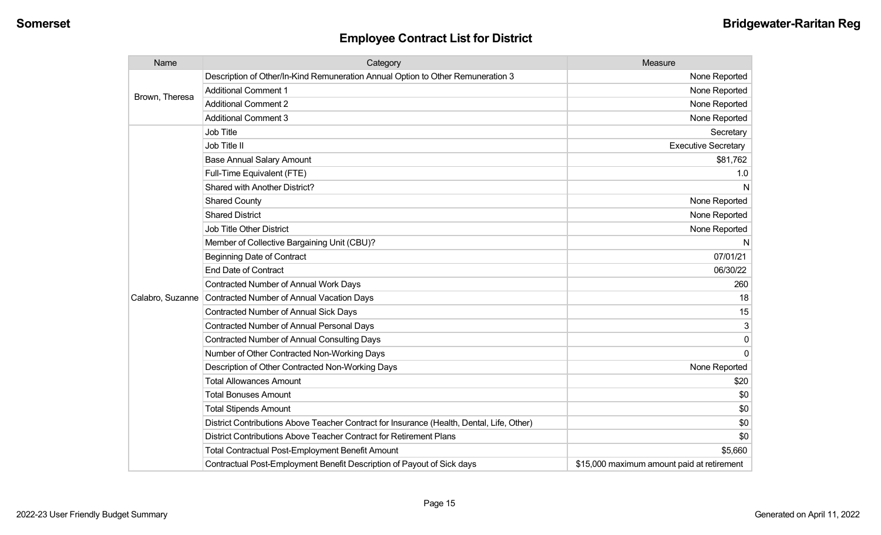## Employee Contract List for District

| Name | Category | Measure |
|---|---|---|
| Brown, Theresa | Description of Other/In-Kind Remuneration Annual Option to Other Remuneration 3 | None Reported |
| | Additional Comment 1 | None Reported |
| | Additional Comment 2 | None Reported |
| | Additional Comment 3 | None Reported |
| Calabro, Suzanne | Job Title | Secretary |
| | Job Title II | Executive Secretary |
| | Base Annual Salary Amount | $81,762 |
| | Full-Time Equivalent (FTE) | 1.0 |
| | Shared with Another District? | N |
| | Shared County | None Reported |
| | Shared District | None Reported |
| | Job Title Other District | None Reported |
| | Member of Collective Bargaining Unit (CBU)? | N |
| | Beginning Date of Contract | 07/01/21 |
| | End Date of Contract | 06/30/22 |
| | Contracted Number of Annual Work Days | 260 |
| | Contracted Number of Annual Vacation Days | 18 |
| | Contracted Number of Annual Sick Days | 15 |
| | Contracted Number of Annual Personal Days | 3 |
| | Contracted Number of Annual Consulting Days | 0 |
| | Number of Other Contracted Non-Working Days | 0 |
| | Description of Other Contracted Non-Working Days | None Reported |
| | Total Allowances Amount | $20 |
| | Total Bonuses Amount | $0 |
| | Total Stipends Amount | $0 |
| | District Contributions Above Teacher Contract for Insurance (Health, Dental, Life, Other) | $0 |
| | District Contributions Above Teacher Contract for Retirement Plans | $0 |
| | Total Contractual Post-Employment Benefit Amount | $5,660 |
| | Contractual Post-Employment Benefit Description of Payout of Sick days | $15,000 maximum amount paid at retirement |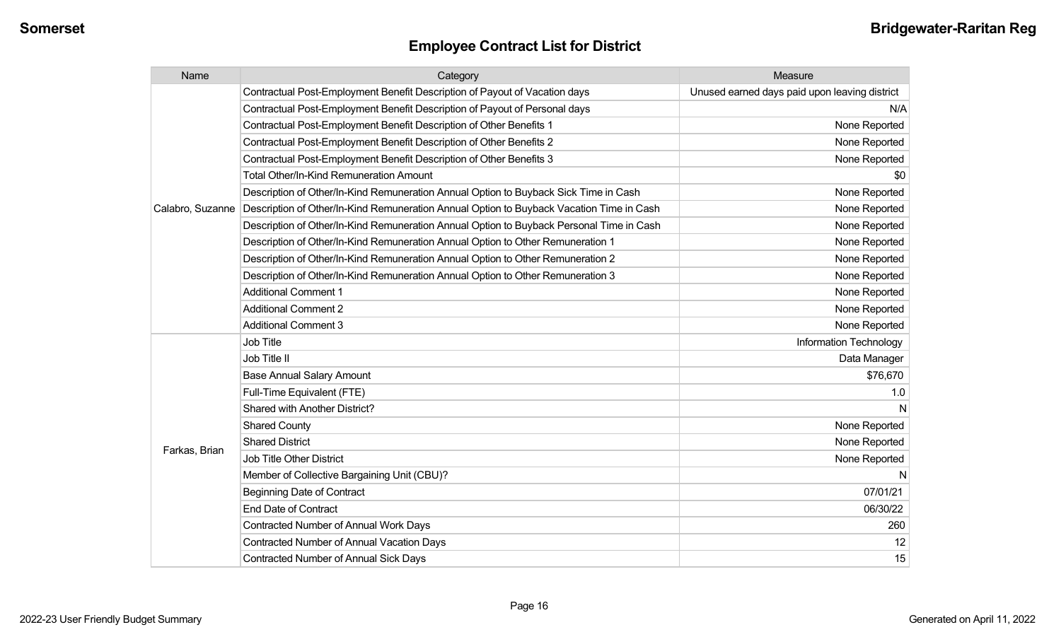## Employee Contract List for District

| Name | Category | Measure |
|---|---|---|
| Calabro, Suzanne | Contractual Post-Employment Benefit Description of Payout of Vacation days | Unused earned days paid upon leaving district |
| | Contractual Post-Employment Benefit Description of Payout of Personal days | N/A |
| | Contractual Post-Employment Benefit Description of Other Benefits 1 | None Reported |
| | Contractual Post-Employment Benefit Description of Other Benefits 2 | None Reported |
| | Contractual Post-Employment Benefit Description of Other Benefits 3 | None Reported |
| | Total Other/In-Kind Remuneration Amount | $0 |
| | Description of Other/In-Kind Remuneration Annual Option to Buyback Sick Time in Cash | None Reported |
| | Description of Other/In-Kind Remuneration Annual Option to Buyback Vacation Time in Cash | None Reported |
| | Description of Other/In-Kind Remuneration Annual Option to Buyback Personal Time in Cash | None Reported |
| | Description of Other/In-Kind Remuneration Annual Option to Other Remuneration 1 | None Reported |
| | Description of Other/In-Kind Remuneration Annual Option to Other Remuneration 2 | None Reported |
| | Description of Other/In-Kind Remuneration Annual Option to Other Remuneration 3 | None Reported |
| | Additional Comment 1 | None Reported |
| | Additional Comment 2 | None Reported |
| | Additional Comment 3 | None Reported |
| Farkas, Brian | Job Title | Information Technology |
| | Job Title II | Data Manager |
| | Base Annual Salary Amount | $76,670 |
| | Full-Time Equivalent (FTE) | 1.0 |
| | Shared with Another District? | N |
| | Shared County | None Reported |
| | Shared District | None Reported |
| | Job Title Other District | None Reported |
| | Member of Collective Bargaining Unit (CBU)? | N |
| | Beginning Date of Contract | 07/01/21 |
| | End Date of Contract | 06/30/22 |
| | Contracted Number of Annual Work Days | 260 |
| | Contracted Number of Annual Vacation Days | 12 |
| | Contracted Number of Annual Sick Days | 15 |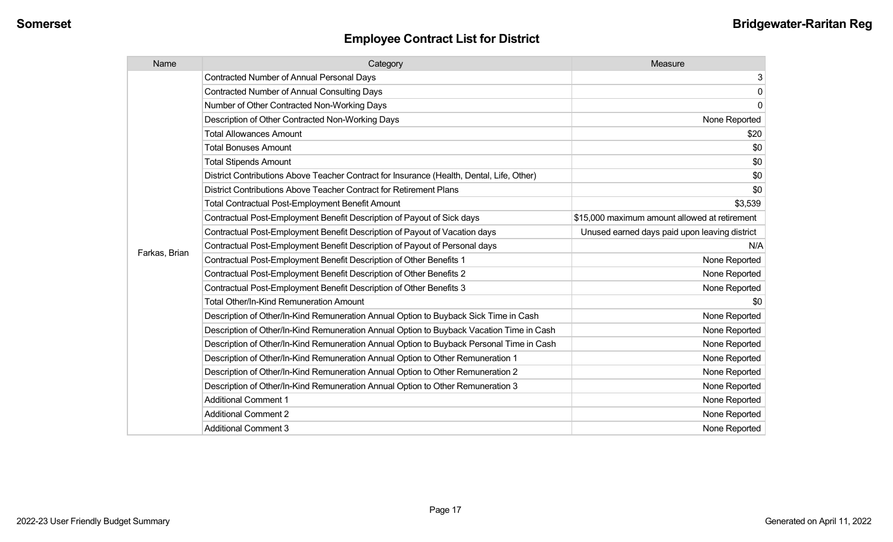## Employee Contract List for District

| Name | Category | Measure |
|---|---|---|
| Farkas, Brian | Contracted Number of Annual Personal Days | 3 |
| | Contracted Number of Annual Consulting Days | 0 |
| | Number of Other Contracted Non-Working Days | 0 |
| | Description of Other Contracted Non-Working Days | None Reported |
| | Total Allowances Amount | $20 |
| | Total Bonuses Amount | $0 |
| | Total Stipends Amount | $0 |
| | District Contributions Above Teacher Contract for Insurance (Health, Dental, Life, Other) | $0 |
| | District Contributions Above Teacher Contract for Retirement Plans | $0 |
| | Total Contractual Post-Employment Benefit Amount | $3,539 |
| | Contractual Post-Employment Benefit Description of Payout of Sick days | $15,000 maximum amount allowed at retirement |
| | Contractual Post-Employment Benefit Description of Payout of Vacation days | Unused earned days paid upon leaving district |
| | Contractual Post-Employment Benefit Description of Payout of Personal days | N/A |
| | Contractual Post-Employment Benefit Description of Other Benefits 1 | None Reported |
| | Contractual Post-Employment Benefit Description of Other Benefits 2 | None Reported |
| | Contractual Post-Employment Benefit Description of Other Benefits 3 | None Reported |
| | Total Other/In-Kind Remuneration Amount | $0 |
| | Description of Other/In-Kind Remuneration Annual Option to Buyback Sick Time in Cash | None Reported |
| | Description of Other/In-Kind Remuneration Annual Option to Buyback Vacation Time in Cash | None Reported |
| | Description of Other/In-Kind Remuneration Annual Option to Buyback Personal Time in Cash | None Reported |
| | Description of Other/In-Kind Remuneration Annual Option to Other Remuneration 1 | None Reported |
| | Description of Other/In-Kind Remuneration Annual Option to Other Remuneration 2 | None Reported |
| | Description of Other/In-Kind Remuneration Annual Option to Other Remuneration 3 | None Reported |
| | Additional Comment 1 | None Reported |
| | Additional Comment 2 | None Reported |
| | Additional Comment 3 | None Reported |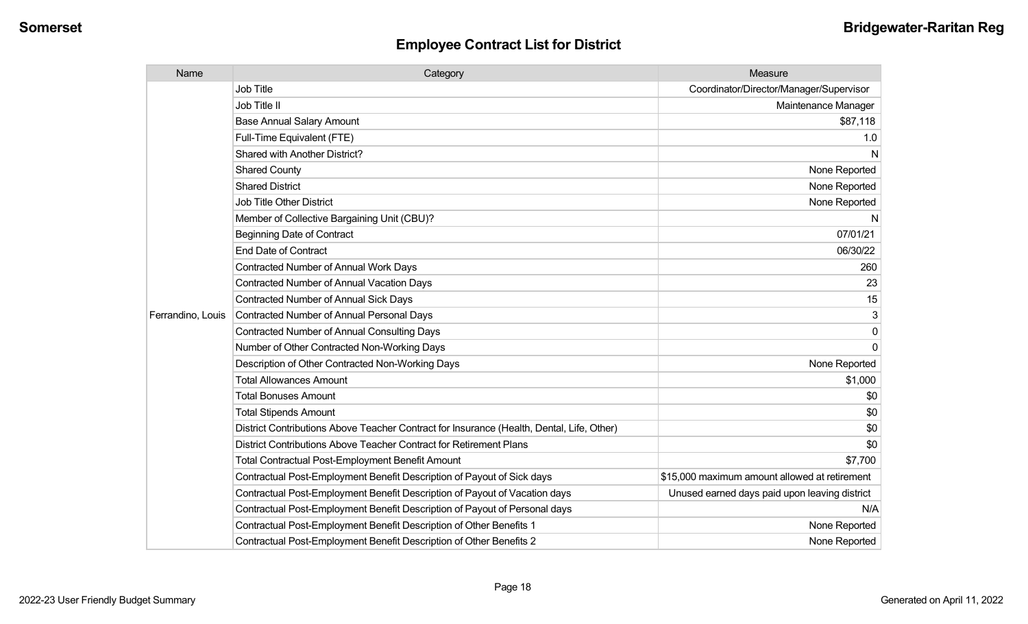## Employee Contract List for District

| Name | Category | Measure |
|---|---|---|
| Ferrandino, Louis | Job Title | Coordinator/Director/Manager/Supervisor |
| | Job Title II | Maintenance Manager |
| | Base Annual Salary Amount | $87,118 |
| | Full-Time Equivalent (FTE) | 1.0 |
| | Shared with Another District? | N |
| | Shared County | None Reported |
| | Shared District | None Reported |
| | Job Title Other District | None Reported |
| | Member of Collective Bargaining Unit (CBU)? | N |
| | Beginning Date of Contract | 07/01/21 |
| | End Date of Contract | 06/30/22 |
| | Contracted Number of Annual Work Days | 260 |
| | Contracted Number of Annual Vacation Days | 23 |
| | Contracted Number of Annual Sick Days | 15 |
| | Contracted Number of Annual Personal Days | 3 |
| | Contracted Number of Annual Consulting Days | 0 |
| | Number of Other Contracted Non-Working Days | 0 |
| | Description of Other Contracted Non-Working Days | None Reported |
| | Total Allowances Amount | $1,000 |
| | Total Bonuses Amount | $0 |
| | Total Stipends Amount | $0 |
| | District Contributions Above Teacher Contract for Insurance (Health, Dental, Life, Other) | $0 |
| | District Contributions Above Teacher Contract for Retirement Plans | $0 |
| | Total Contractual Post-Employment Benefit Amount | $7,700 |
| | Contractual Post-Employment Benefit Description of Payout of Sick days | $15,000 maximum amount allowed at retirement |
| | Contractual Post-Employment Benefit Description of Payout of Vacation days | Unused earned days paid upon leaving district |
| | Contractual Post-Employment Benefit Description of Payout of Personal days | N/A |
| | Contractual Post-Employment Benefit Description of Other Benefits 1 | None Reported |
| | Contractual Post-Employment Benefit Description of Other Benefits 2 | None Reported |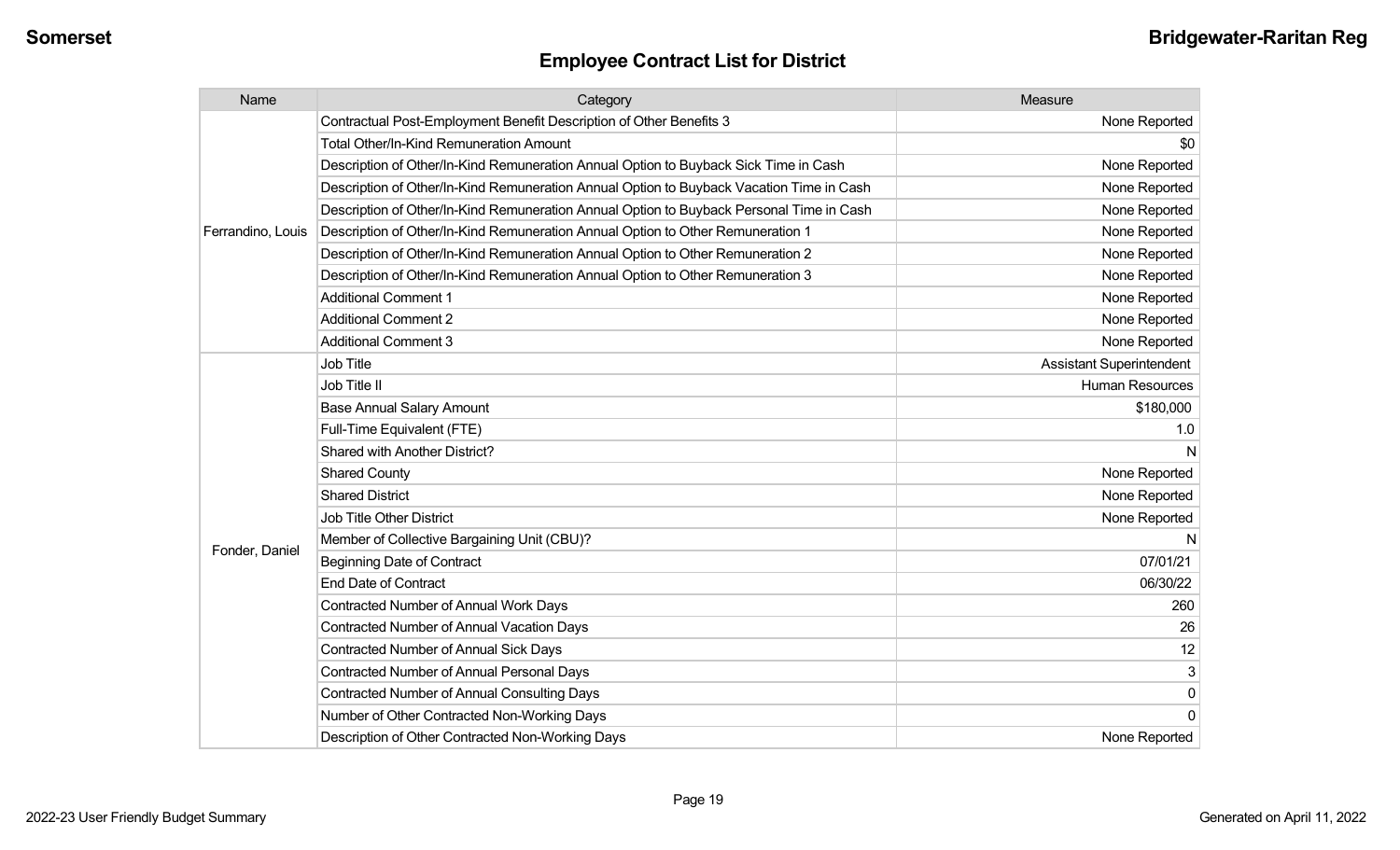## Employee Contract List for District

| Name | Category | Measure |
|---|---|---|
| Ferrandino, Louis | Contractual Post-Employment Benefit Description of Other Benefits 3 | None Reported |
| | Total Other/In-Kind Remuneration Amount | $0 |
| | Description of Other/In-Kind Remuneration Annual Option to Buyback Sick Time in Cash | None Reported |
| | Description of Other/In-Kind Remuneration Annual Option to Buyback Vacation Time in Cash | None Reported |
| | Description of Other/In-Kind Remuneration Annual Option to Buyback Personal Time in Cash | None Reported |
| | Description of Other/In-Kind Remuneration Annual Option to Other Remuneration 1 | None Reported |
| | Description of Other/In-Kind Remuneration Annual Option to Other Remuneration 2 | None Reported |
| | Description of Other/In-Kind Remuneration Annual Option to Other Remuneration 3 | None Reported |
| | Additional Comment 1 | None Reported |
| | Additional Comment 2 | None Reported |
| | Additional Comment 3 | None Reported |
| Fonder, Daniel | Job Title | Assistant Superintendent |
| | Job Title II | Human Resources |
| | Base Annual Salary Amount | $180,000 |
| | Full-Time Equivalent (FTE) | 1.0 |
| | Shared with Another District? | N |
| | Shared County | None Reported |
| | Shared District | None Reported |
| | Job Title Other District | None Reported |
| | Member of Collective Bargaining Unit (CBU)? | N |
| | Beginning Date of Contract | 07/01/21 |
| | End Date of Contract | 06/30/22 |
| | Contracted Number of Annual Work Days | 260 |
| | Contracted Number of Annual Vacation Days | 26 |
| | Contracted Number of Annual Sick Days | 12 |
| | Contracted Number of Annual Personal Days | 3 |
| | Contracted Number of Annual Consulting Days | 0 |
| | Number of Other Contracted Non-Working Days | 0 |
| | Description of Other Contracted Non-Working Days | None Reported |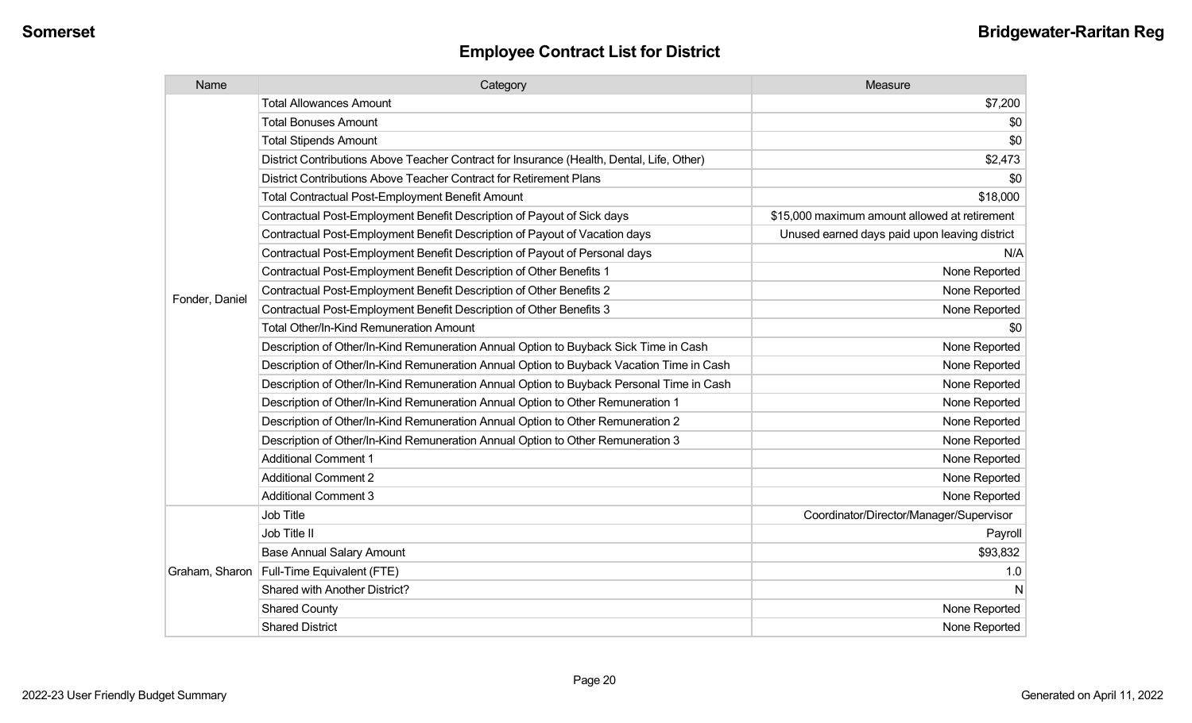## Employee Contract List for District

| Name | Category | Measure |
| --- | --- | --- |
| Fonder, Daniel | Total Allowances Amount | $7,200 |
| | Total Bonuses Amount | $0 |
| | Total Stipends Amount | $0 |
| | District Contributions Above Teacher Contract for Insurance (Health, Dental, Life, Other) | $2,473 |
| | District Contributions Above Teacher Contract for Retirement Plans | $0 |
| | Total Contractual Post-Employment Benefit Amount | $18,000 |
| | Contractual Post-Employment Benefit Description of Payout of Sick days | $15,000 maximum amount allowed at retirement |
| | Contractual Post-Employment Benefit Description of Payout of Vacation days | Unused earned days paid upon leaving district |
| | Contractual Post-Employment Benefit Description of Payout of Personal days | N/A |
| | Contractual Post-Employment Benefit Description of Other Benefits 1 | None Reported |
| | Contractual Post-Employment Benefit Description of Other Benefits 2 | None Reported |
| | Contractual Post-Employment Benefit Description of Other Benefits 3 | None Reported |
| | Total Other/In-Kind Remuneration Amount | $0 |
| | Description of Other/In-Kind Remuneration Annual Option to Buyback Sick Time in Cash | None Reported |
| | Description of Other/In-Kind Remuneration Annual Option to Buyback Vacation Time in Cash | None Reported |
| | Description of Other/In-Kind Remuneration Annual Option to Buyback Personal Time in Cash | None Reported |
| | Description of Other/In-Kind Remuneration Annual Option to Other Remuneration 1 | None Reported |
| | Description of Other/In-Kind Remuneration Annual Option to Other Remuneration 2 | None Reported |
| | Description of Other/In-Kind Remuneration Annual Option to Other Remuneration 3 | None Reported |
| | Additional Comment 1 | None Reported |
| | Additional Comment 2 | None Reported |
| | Additional Comment 3 | None Reported |
| Graham, Sharon | Job Title | Coordinator/Director/Manager/Supervisor |
| | Job Title II | Payroll |
| | Base Annual Salary Amount | $93,832 |
| | Full-Time Equivalent (FTE) | 1.0 |
| | Shared with Another District? | N |
| | Shared County | None Reported |
| | Shared District | None Reported |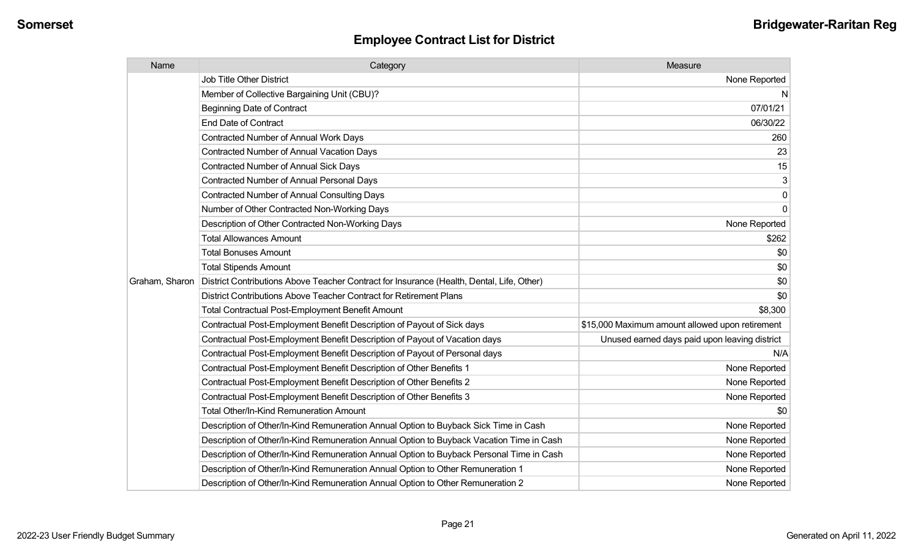## Employee Contract List for District

| Name | Category | Measure |
|---|---|---|
| Graham, Sharon | Job Title Other District | None Reported |
| | Member of Collective Bargaining Unit (CBU)? | N |
| | Beginning Date of Contract | 07/01/21 |
| | End Date of Contract | 06/30/22 |
| | Contracted Number of Annual Work Days | 260 |
| | Contracted Number of Annual Vacation Days | 23 |
| | Contracted Number of Annual Sick Days | 15 |
| | Contracted Number of Annual Personal Days | 3 |
| | Contracted Number of Annual Consulting Days | 0 |
| | Number of Other Contracted Non-Working Days | 0 |
| | Description of Other Contracted Non-Working Days | None Reported |
| | Total Allowances Amount | $262 |
| | Total Bonuses Amount | $0 |
| | Total Stipends Amount | $0 |
| | District Contributions Above Teacher Contract for Insurance (Health, Dental, Life, Other) | $0 |
| | District Contributions Above Teacher Contract for Retirement Plans | $0 |
| | Total Contractual Post-Employment Benefit Amount | $8,300 |
| | Contractual Post-Employment Benefit Description of Payout of Sick days | $15,000 Maximum amount allowed upon retirement |
| | Contractual Post-Employment Benefit Description of Payout of Vacation days | Unused earned days paid upon leaving district |
| | Contractual Post-Employment Benefit Description of Payout of Personal days | N/A |
| | Contractual Post-Employment Benefit Description of Other Benefits 1 | None Reported |
| | Contractual Post-Employment Benefit Description of Other Benefits 2 | None Reported |
| | Contractual Post-Employment Benefit Description of Other Benefits 3 | None Reported |
| | Total Other/In-Kind Remuneration Amount | $0 |
| | Description of Other/In-Kind Remuneration Annual Option to Buyback Sick Time in Cash | None Reported |
| | Description of Other/In-Kind Remuneration Annual Option to Buyback Vacation Time in Cash | None Reported |
| | Description of Other/In-Kind Remuneration Annual Option to Buyback Personal Time in Cash | None Reported |
| | Description of Other/In-Kind Remuneration Annual Option to Other Remuneration 1 | None Reported |
| | Description of Other/In-Kind Remuneration Annual Option to Other Remuneration 2 | None Reported |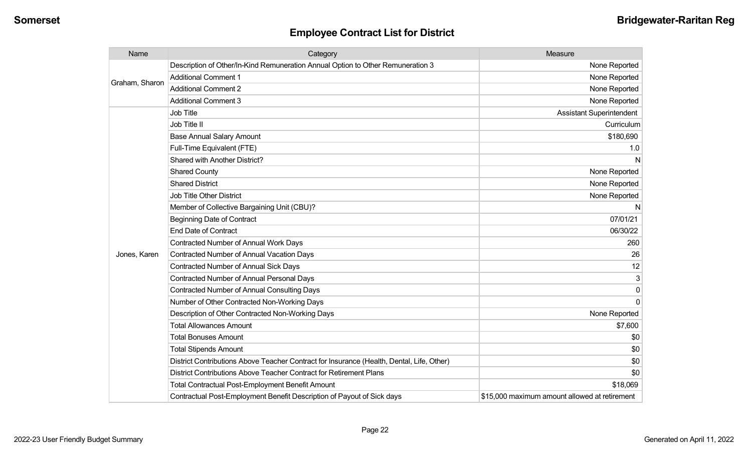## Employee Contract List for District

| Name | Category | Measure |
|---|---|---|
| Graham, Sharon | Description of Other/In-Kind Remuneration Annual Option to Other Remuneration 3 | None Reported |
| | Additional Comment 1 | None Reported |
| | Additional Comment 2 | None Reported |
| | Additional Comment 3 | None Reported |
| Jones, Karen | Job Title | Assistant Superintendent |
| | Job Title II | Curriculum |
| | Base Annual Salary Amount | $180,690 |
| | Full-Time Equivalent (FTE) | 1.0 |
| | Shared with Another District? | N |
| | Shared County | None Reported |
| | Shared District | None Reported |
| | Job Title Other District | None Reported |
| | Member of Collective Bargaining Unit (CBU)? | N |
| | Beginning Date of Contract | 07/01/21 |
| | End Date of Contract | 06/30/22 |
| | Contracted Number of Annual Work Days | 260 |
| | Contracted Number of Annual Vacation Days | 26 |
| | Contracted Number of Annual Sick Days | 12 |
| | Contracted Number of Annual Personal Days | 3 |
| | Contracted Number of Annual Consulting Days | 0 |
| | Number of Other Contracted Non-Working Days | 0 |
| | Description of Other Contracted Non-Working Days | None Reported |
| | Total Allowances Amount | $7,600 |
| | Total Bonuses Amount | $0 |
| | Total Stipends Amount | $0 |
| | District Contributions Above Teacher Contract for Insurance (Health, Dental, Life, Other) | $0 |
| | District Contributions Above Teacher Contract for Retirement Plans | $0 |
| | Total Contractual Post-Employment Benefit Amount | $18,069 |
| | Contractual Post-Employment Benefit Description of Payout of Sick days | $15,000 maximum amount allowed at retirement |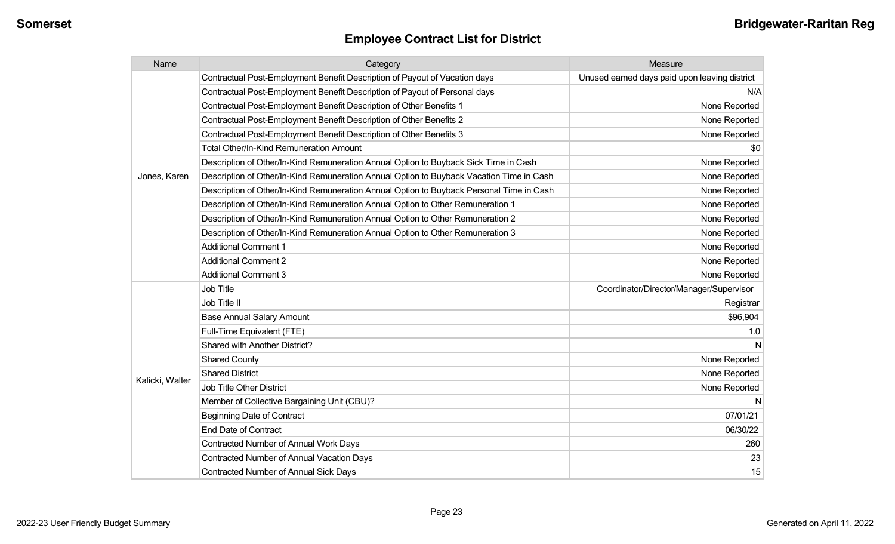## Employee Contract List for District

| Name | Category | Measure |
|---|---|---|
| Jones, Karen | Contractual Post-Employment Benefit Description of Payout of Vacation days | Unused earned days paid upon leaving district |
| | Contractual Post-Employment Benefit Description of Payout of Personal days | N/A |
| | Contractual Post-Employment Benefit Description of Other Benefits 1 | None Reported |
| | Contractual Post-Employment Benefit Description of Other Benefits 2 | None Reported |
| | Contractual Post-Employment Benefit Description of Other Benefits 3 | None Reported |
| | Total Other/In-Kind Remuneration Amount | $0 |
| | Description of Other/In-Kind Remuneration Annual Option to Buyback Sick Time in Cash | None Reported |
| | Description of Other/In-Kind Remuneration Annual Option to Buyback Vacation Time in Cash | None Reported |
| | Description of Other/In-Kind Remuneration Annual Option to Buyback Personal Time in Cash | None Reported |
| | Description of Other/In-Kind Remuneration Annual Option to Other Remuneration 1 | None Reported |
| | Description of Other/In-Kind Remuneration Annual Option to Other Remuneration 2 | None Reported |
| | Description of Other/In-Kind Remuneration Annual Option to Other Remuneration 3 | None Reported |
| | Additional Comment 1 | None Reported |
| | Additional Comment 2 | None Reported |
| | Additional Comment 3 | None Reported |
| Kalicki, Walter | Job Title | Coordinator/Director/Manager/Supervisor |
| | Job Title II | Registrar |
| | Base Annual Salary Amount | $96,904 |
| | Full-Time Equivalent (FTE) | 1.0 |
| | Shared with Another District? | N |
| | Shared County | None Reported |
| | Shared District | None Reported |
| | Job Title Other District | None Reported |
| | Member of Collective Bargaining Unit (CBU)? | N |
| | Beginning Date of Contract | 07/01/21 |
| | End Date of Contract | 06/30/22 |
| | Contracted Number of Annual Work Days | 260 |
| | Contracted Number of Annual Vacation Days | 23 |
| | Contracted Number of Annual Sick Days | 15 |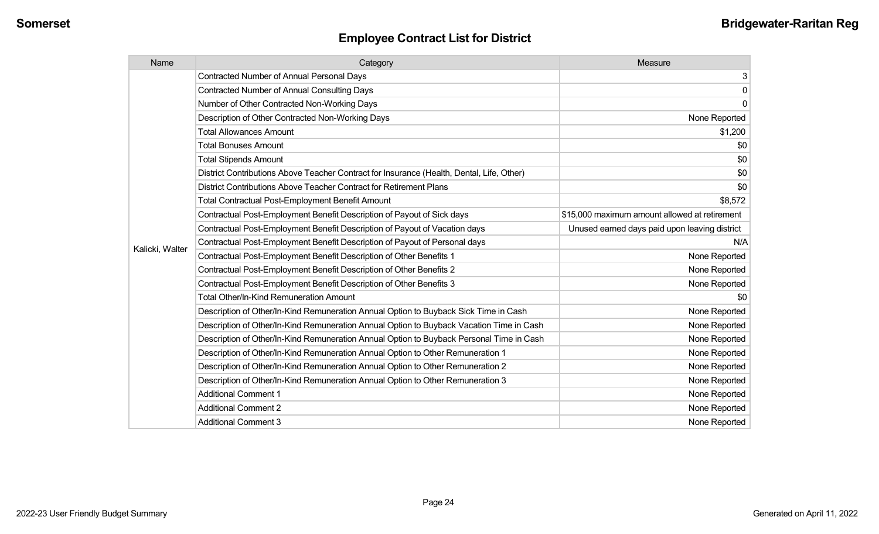## Employee Contract List for District

| Name | Category | Measure |
|---|---|---|
| Kalicki, Walter | Contracted Number of Annual Personal Days | 3 |
| | Contracted Number of Annual Consulting Days | 0 |
| | Number of Other Contracted Non-Working Days | 0 |
| | Description of Other Contracted Non-Working Days | None Reported |
| | Total Allowances Amount | $1,200 |
| | Total Bonuses Amount | $0 |
| | Total Stipends Amount | $0 |
| | District Contributions Above Teacher Contract for Insurance (Health, Dental, Life, Other) | $0 |
| | District Contributions Above Teacher Contract for Retirement Plans | $0 |
| | Total Contractual Post-Employment Benefit Amount | $8,572 |
| | Contractual Post-Employment Benefit Description of Payout of Sick days | $15,000 maximum amount allowed at retirement |
| | Contractual Post-Employment Benefit Description of Payout of Vacation days | Unused earned days paid upon leaving district |
| | Contractual Post-Employment Benefit Description of Payout of Personal days | N/A |
| | Contractual Post-Employment Benefit Description of Other Benefits 1 | None Reported |
| | Contractual Post-Employment Benefit Description of Other Benefits 2 | None Reported |
| | Contractual Post-Employment Benefit Description of Other Benefits 3 | None Reported |
| | Total Other/In-Kind Remuneration Amount | $0 |
| | Description of Other/In-Kind Remuneration Annual Option to Buyback Sick Time in Cash | None Reported |
| | Description of Other/In-Kind Remuneration Annual Option to Buyback Vacation Time in Cash | None Reported |
| | Description of Other/In-Kind Remuneration Annual Option to Buyback Personal Time in Cash | None Reported |
| | Description of Other/In-Kind Remuneration Annual Option to Other Remuneration 1 | None Reported |
| | Description of Other/In-Kind Remuneration Annual Option to Other Remuneration 2 | None Reported |
| | Description of Other/In-Kind Remuneration Annual Option to Other Remuneration 3 | None Reported |
| | Additional Comment 1 | None Reported |
| | Additional Comment 2 | None Reported |
| | Additional Comment 3 | None Reported |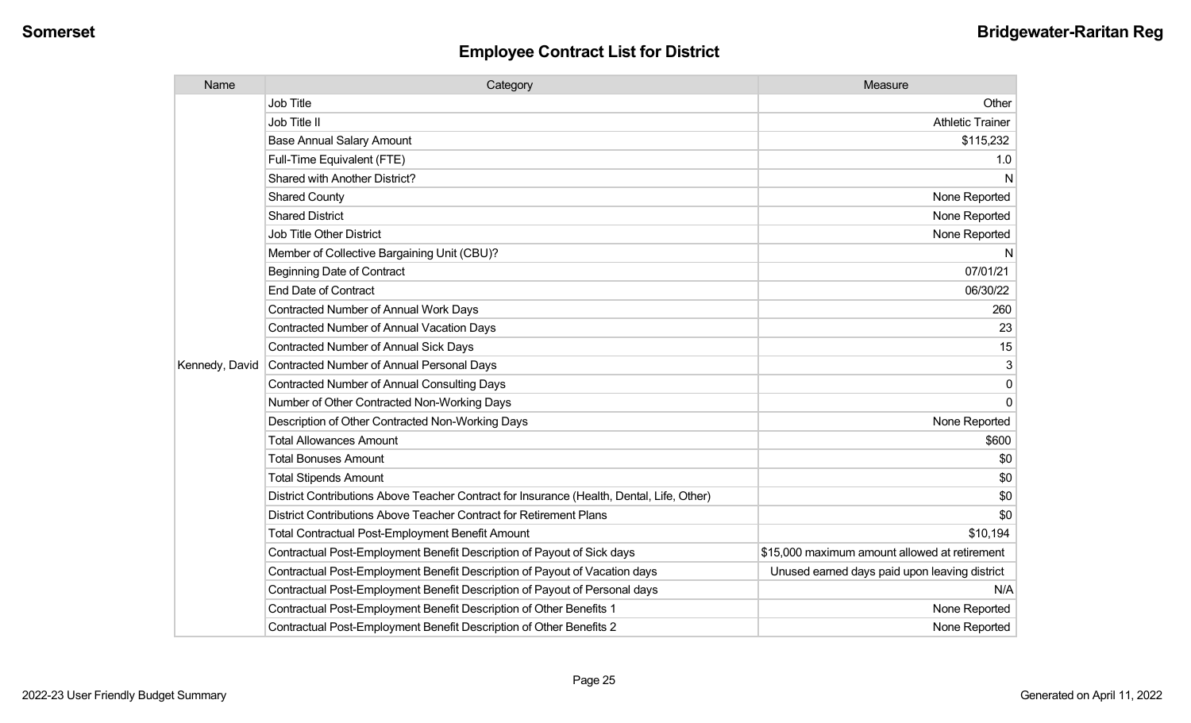# Employee Contract List for District

| Name | Category | Measure |
| --- | --- | --- |
| Kennedy, David | Job Title | Other |
| | Job Title II | Athletic Trainer |
| | Base Annual Salary Amount | $115,232 |
| | Full-Time Equivalent (FTE) | 1.0 |
| | Shared with Another District? | N |
| | Shared County | None Reported |
| | Shared District | None Reported |
| | Job Title Other District | None Reported |
| | Member of Collective Bargaining Unit (CBU)? | N |
| | Beginning Date of Contract | 07/01/21 |
| | End Date of Contract | 06/30/22 |
| | Contracted Number of Annual Work Days | 260 |
| | Contracted Number of Annual Vacation Days | 23 |
| | Contracted Number of Annual Sick Days | 15 |
| | Contracted Number of Annual Personal Days | 3 |
| | Contracted Number of Annual Consulting Days | 0 |
| | Number of Other Contracted Non-Working Days | 0 |
| | Description of Other Contracted Non-Working Days | None Reported |
| | Total Allowances Amount | $600 |
| | Total Bonuses Amount | $0 |
| | Total Stipends Amount | $0 |
| | District Contributions Above Teacher Contract for Insurance (Health, Dental, Life, Other) | $0 |
| | District Contributions Above Teacher Contract for Retirement Plans | $0 |
| | Total Contractual Post-Employment Benefit Amount | $10,194 |
| | Contractual Post-Employment Benefit Description of Payout of Sick days | $15,000 maximum amount allowed at retirement |
| | Contractual Post-Employment Benefit Description of Payout of Vacation days | Unused earned days paid upon leaving district |
| | Contractual Post-Employment Benefit Description of Payout of Personal days | N/A |
| | Contractual Post-Employment Benefit Description of Other Benefits 1 | None Reported |
| | Contractual Post-Employment Benefit Description of Other Benefits 2 | None Reported |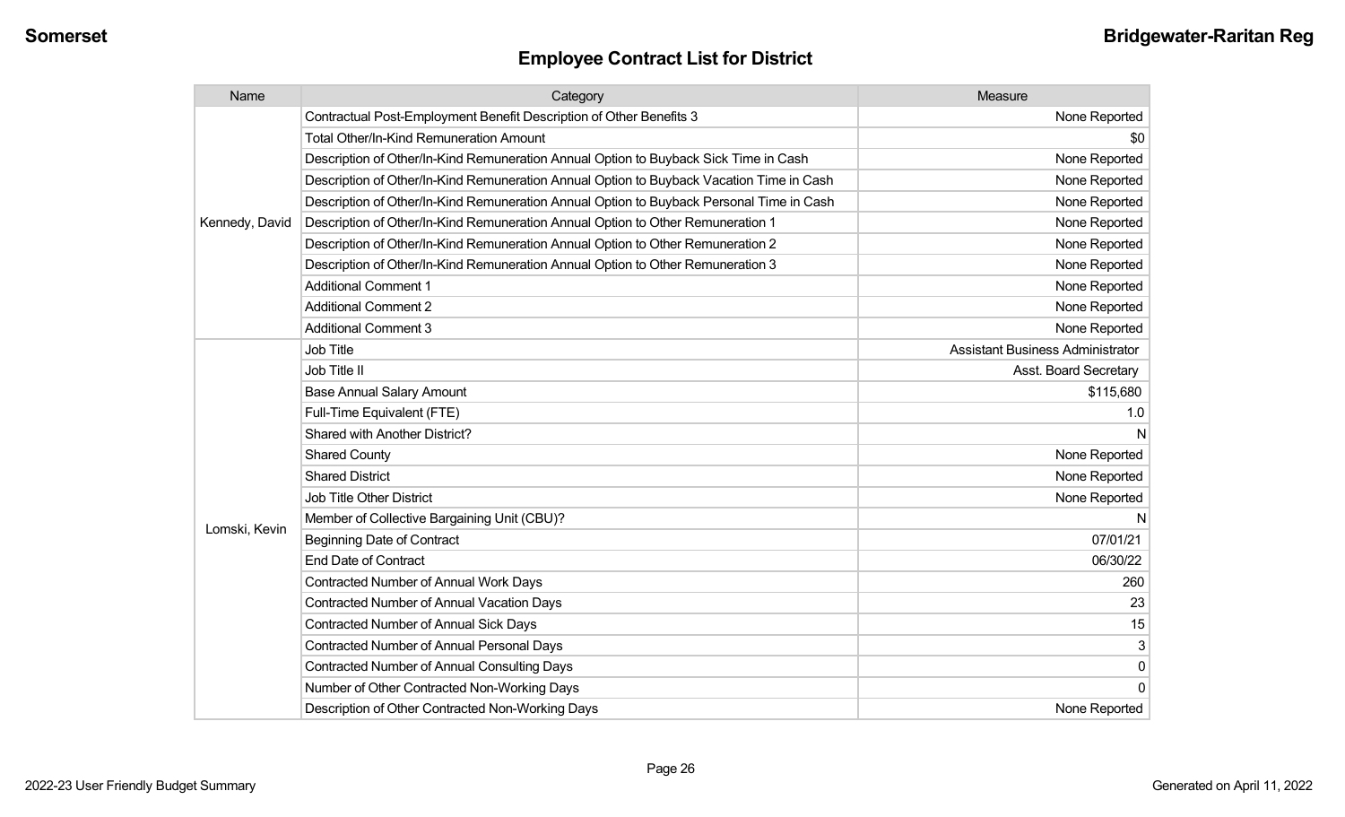## Employee Contract List for District

| Name | Category | Measure |
|---|---|---|
| Kennedy, David | Contractual Post-Employment Benefit Description of Other Benefits 3 | None Reported |
| | Total Other/In-Kind Remuneration Amount | $0 |
| | Description of Other/In-Kind Remuneration Annual Option to Buyback Sick Time in Cash | None Reported |
| | Description of Other/In-Kind Remuneration Annual Option to Buyback Vacation Time in Cash | None Reported |
| | Description of Other/In-Kind Remuneration Annual Option to Buyback Personal Time in Cash | None Reported |
| | Description of Other/In-Kind Remuneration Annual Option to Other Remuneration 1 | None Reported |
| | Description of Other/In-Kind Remuneration Annual Option to Other Remuneration 2 | None Reported |
| | Description of Other/In-Kind Remuneration Annual Option to Other Remuneration 3 | None Reported |
| | Additional Comment 1 | None Reported |
| | Additional Comment 2 | None Reported |
| | Additional Comment 3 | None Reported |
| Lomski, Kevin | Job Title | Assistant Business Administrator |
| | Job Title II | Asst. Board Secretary |
| | Base Annual Salary Amount | $115,680 |
| | Full-Time Equivalent (FTE) | 1.0 |
| | Shared with Another District? | N |
| | Shared County | None Reported |
| | Shared District | None Reported |
| | Job Title Other District | None Reported |
| | Member of Collective Bargaining Unit (CBU)? | N |
| | Beginning Date of Contract | 07/01/21 |
| | End Date of Contract | 06/30/22 |
| | Contracted Number of Annual Work Days | 260 |
| | Contracted Number of Annual Vacation Days | 23 |
| | Contracted Number of Annual Sick Days | 15 |
| | Contracted Number of Annual Personal Days | 3 |
| | Contracted Number of Annual Consulting Days | 0 |
| | Number of Other Contracted Non-Working Days | 0 |
| | Description of Other Contracted Non-Working Days | None Reported |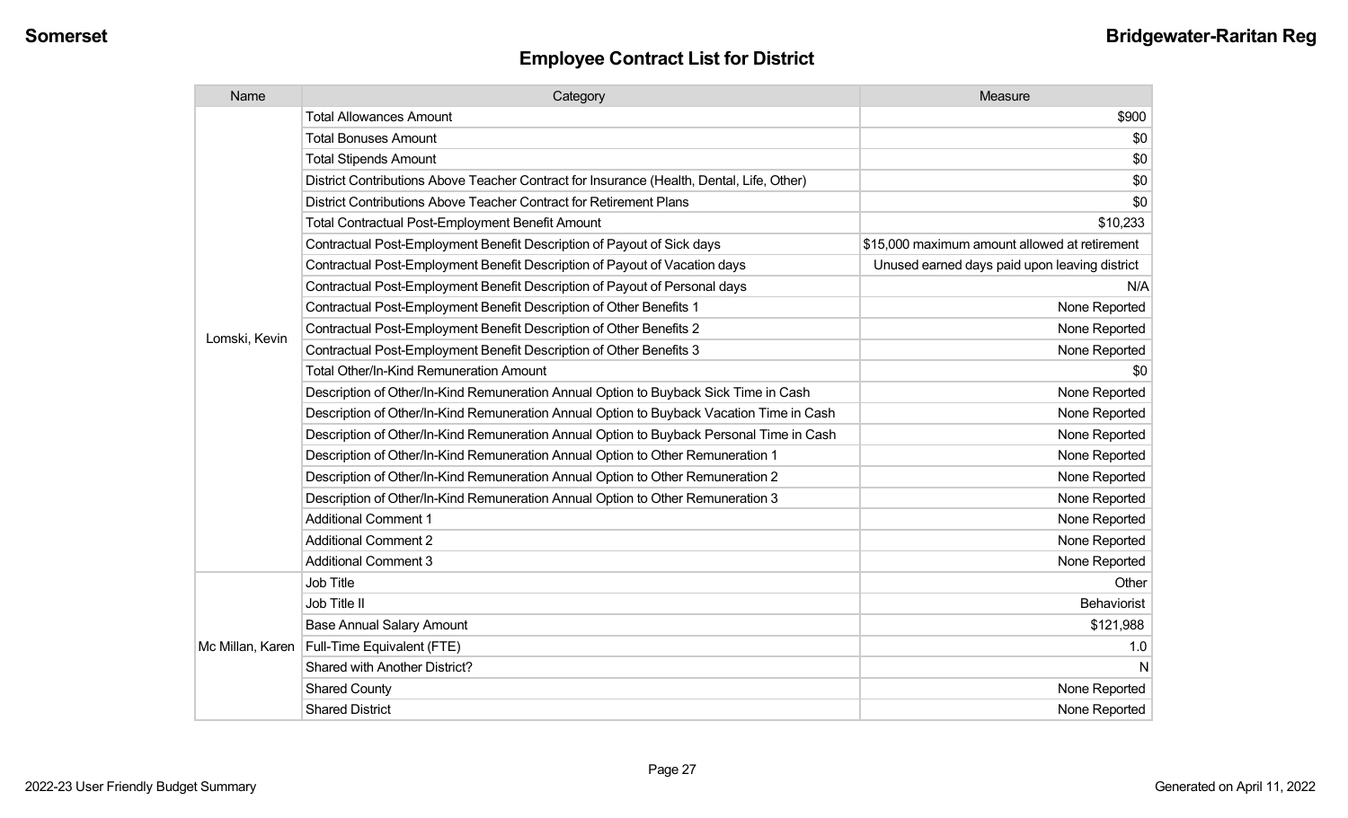## Employee Contract List for District

| Name | Category | Measure |
|---|---|---|
| Lomski, Kevin | Total Allowances Amount | $900 |
| | Total Bonuses Amount | $0 |
| | Total Stipends Amount | $0 |
| | District Contributions Above Teacher Contract for Insurance (Health, Dental, Life, Other) | $0 |
| | District Contributions Above Teacher Contract for Retirement Plans | $0 |
| | Total Contractual Post-Employment Benefit Amount | $10,233 |
| | Contractual Post-Employment Benefit Description of Payout of Sick days | $15,000 maximum amount allowed at retirement |
| | Contractual Post-Employment Benefit Description of Payout of Vacation days | Unused earned days paid upon leaving district |
| | Contractual Post-Employment Benefit Description of Payout of Personal days | N/A |
| | Contractual Post-Employment Benefit Description of Other Benefits 1 | None Reported |
| | Contractual Post-Employment Benefit Description of Other Benefits 2 | None Reported |
| | Contractual Post-Employment Benefit Description of Other Benefits 3 | None Reported |
| | Total Other/In-Kind Remuneration Amount | $0 |
| | Description of Other/In-Kind Remuneration Annual Option to Buyback Sick Time in Cash | None Reported |
| | Description of Other/In-Kind Remuneration Annual Option to Buyback Vacation Time in Cash | None Reported |
| | Description of Other/In-Kind Remuneration Annual Option to Buyback Personal Time in Cash | None Reported |
| | Description of Other/In-Kind Remuneration Annual Option to Other Remuneration 1 | None Reported |
| | Description of Other/In-Kind Remuneration Annual Option to Other Remuneration 2 | None Reported |
| | Description of Other/In-Kind Remuneration Annual Option to Other Remuneration 3 | None Reported |
| | Additional Comment 1 | None Reported |
| | Additional Comment 2 | None Reported |
| | Additional Comment 3 | None Reported |
| Mc Millan, Karen | Job Title | Other |
| | Job Title II | Behaviorist |
| | Base Annual Salary Amount | $121,988 |
| | Full-Time Equivalent (FTE) | 1.0 |
| | Shared with Another District? | N |
| | Shared County | None Reported |
| | Shared District | None Reported |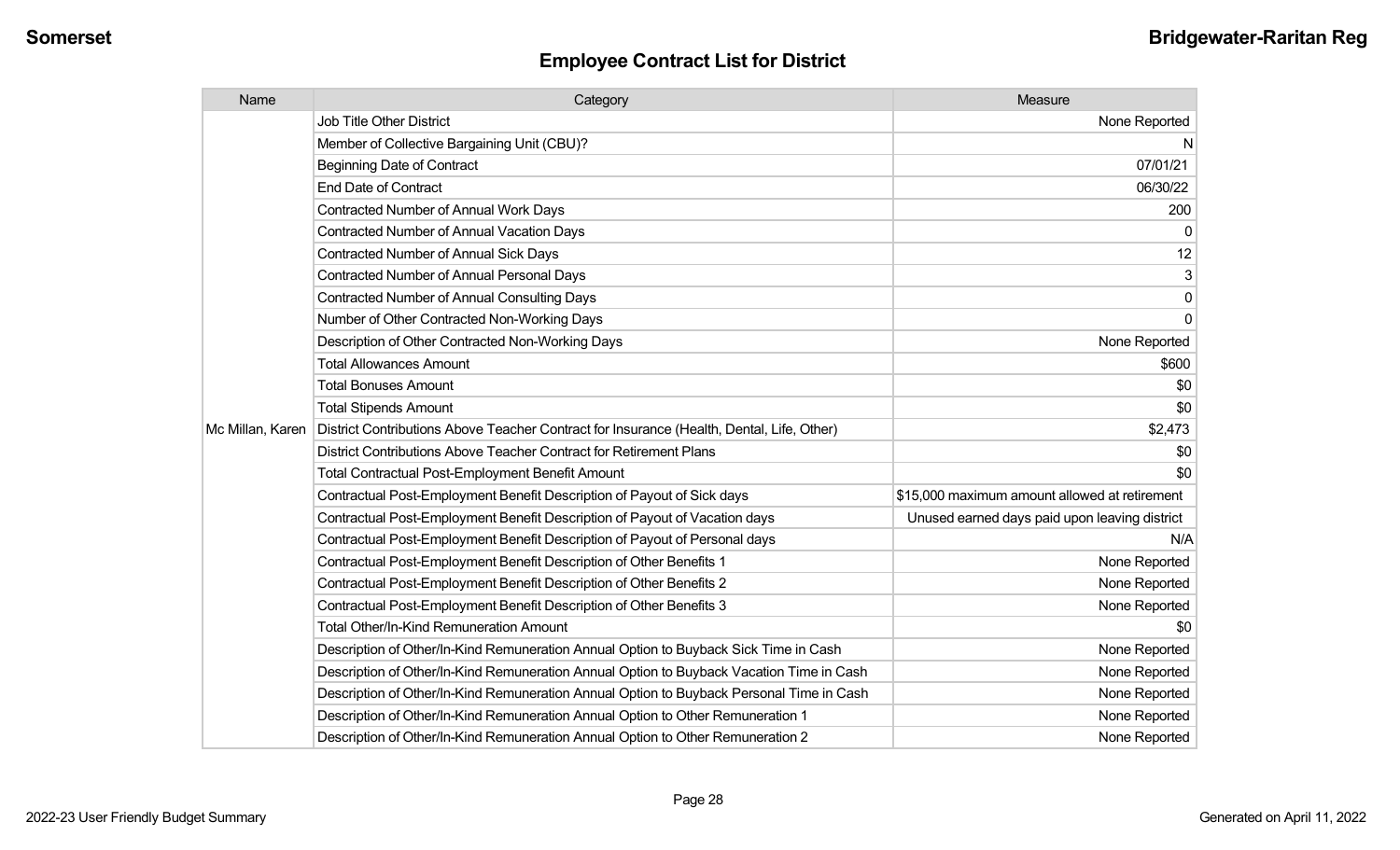## Employee Contract List for District

| Name | Category | Measure |
|---|---|---|
| Mc Millan, Karen | Job Title Other District | None Reported |
| | Member of Collective Bargaining Unit (CBU)? | N |
| | Beginning Date of Contract | 07/01/21 |
| | End Date of Contract | 06/30/22 |
| | Contracted Number of Annual Work Days | 200 |
| | Contracted Number of Annual Vacation Days | 0 |
| | Contracted Number of Annual Sick Days | 12 |
| | Contracted Number of Annual Personal Days | 3 |
| | Contracted Number of Annual Consulting Days | 0 |
| | Number of Other Contracted Non-Working Days | 0 |
| | Description of Other Contracted Non-Working Days | None Reported |
| | Total Allowances Amount | $600 |
| | Total Bonuses Amount | $0 |
| | Total Stipends Amount | $0 |
| | District Contributions Above Teacher Contract for Insurance (Health, Dental, Life, Other) | $2,473 |
| | District Contributions Above Teacher Contract for Retirement Plans | $0 |
| | Total Contractual Post-Employment Benefit Amount | $0 |
| | Contractual Post-Employment Benefit Description of Payout of Sick days | $15,000 maximum amount allowed at retirement |
| | Contractual Post-Employment Benefit Description of Payout of Vacation days | Unused earned days paid upon leaving district |
| | Contractual Post-Employment Benefit Description of Payout of Personal days | N/A |
| | Contractual Post-Employment Benefit Description of Other Benefits 1 | None Reported |
| | Contractual Post-Employment Benefit Description of Other Benefits 2 | None Reported |
| | Contractual Post-Employment Benefit Description of Other Benefits 3 | None Reported |
| | Total Other/In-Kind Remuneration Amount | $0 |
| | Description of Other/In-Kind Remuneration Annual Option to Buyback Sick Time in Cash | None Reported |
| | Description of Other/In-Kind Remuneration Annual Option to Buyback Vacation Time in Cash | None Reported |
| | Description of Other/In-Kind Remuneration Annual Option to Buyback Personal Time in Cash | None Reported |
| | Description of Other/In-Kind Remuneration Annual Option to Other Remuneration 1 | None Reported |
| | Description of Other/In-Kind Remuneration Annual Option to Other Remuneration 2 | None Reported |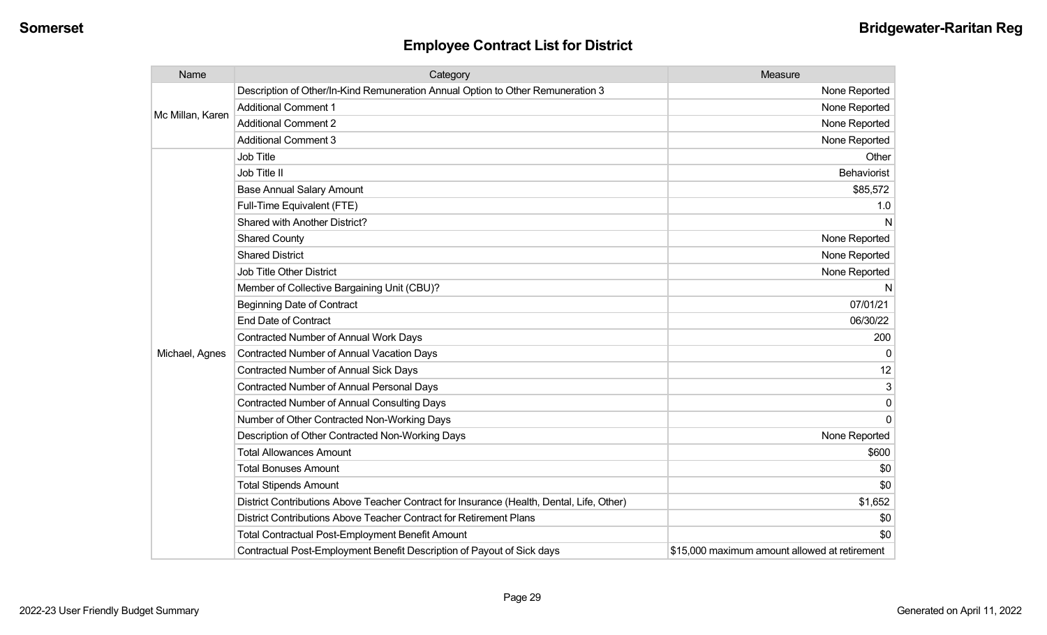## Employee Contract List for District

| Name | Category | Measure |
| --- | --- | --- |
| Mc Millan, Karen | Description of Other/In-Kind Remuneration Annual Option to Other Remuneration 3 | None Reported |
| | Additional Comment 1 | None Reported |
| | Additional Comment 2 | None Reported |
| | Additional Comment 3 | None Reported |
| Michael, Agnes | Job Title | Other |
| | Job Title II | Behaviorist |
| | Base Annual Salary Amount | $85,572 |
| | Full-Time Equivalent (FTE) | 1.0 |
| | Shared with Another District? | N |
| | Shared County | None Reported |
| | Shared District | None Reported |
| | Job Title Other District | None Reported |
| | Member of Collective Bargaining Unit (CBU)? | N |
| | Beginning Date of Contract | 07/01/21 |
| | End Date of Contract | 06/30/22 |
| | Contracted Number of Annual Work Days | 200 |
| | Contracted Number of Annual Vacation Days | 0 |
| | Contracted Number of Annual Sick Days | 12 |
| | Contracted Number of Annual Personal Days | 3 |
| | Contracted Number of Annual Consulting Days | 0 |
| | Number of Other Contracted Non-Working Days | 0 |
| | Description of Other Contracted Non-Working Days | None Reported |
| | Total Allowances Amount | $600 |
| | Total Bonuses Amount | $0 |
| | Total Stipends Amount | $0 |
| | District Contributions Above Teacher Contract for Insurance (Health, Dental, Life, Other) | $1,652 |
| | District Contributions Above Teacher Contract for Retirement Plans | $0 |
| | Total Contractual Post-Employment Benefit Amount | $0 |
| | Contractual Post-Employment Benefit Description of Payout of Sick days | $15,000 maximum amount allowed at retirement |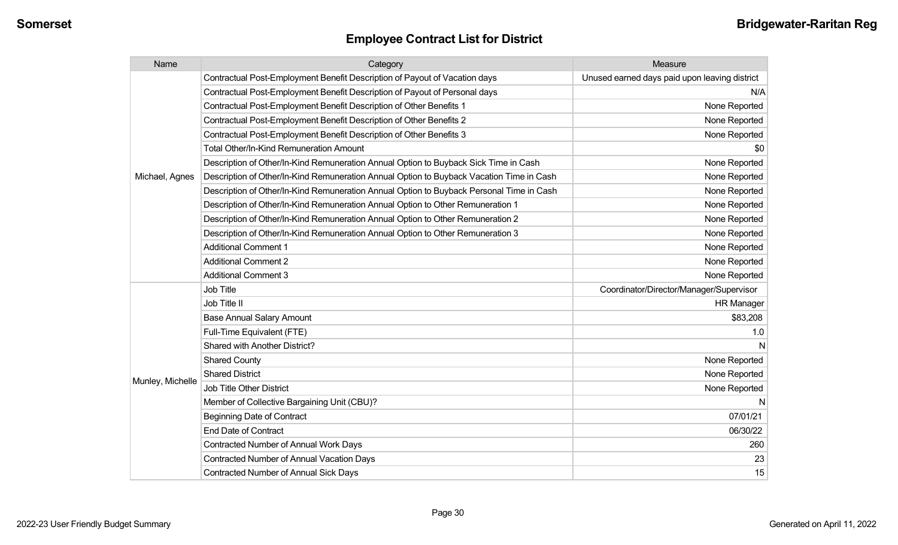## Employee Contract List for District

| Name | Category | Measure |
| --- | --- | --- |
| Michael, Agnes | Contractual Post-Employment Benefit Description of Payout of Vacation days | Unused earned days paid upon leaving district |
| | Contractual Post-Employment Benefit Description of Payout of Personal days | N/A |
| | Contractual Post-Employment Benefit Description of Other Benefits 1 | None Reported |
| | Contractual Post-Employment Benefit Description of Other Benefits 2 | None Reported |
| | Contractual Post-Employment Benefit Description of Other Benefits 3 | None Reported |
| | Total Other/In-Kind Remuneration Amount | $0 |
| | Description of Other/In-Kind Remuneration Annual Option to Buyback Sick Time in Cash | None Reported |
| | Description of Other/In-Kind Remuneration Annual Option to Buyback Vacation Time in Cash | None Reported |
| | Description of Other/In-Kind Remuneration Annual Option to Buyback Personal Time in Cash | None Reported |
| | Description of Other/In-Kind Remuneration Annual Option to Other Remuneration 1 | None Reported |
| | Description of Other/In-Kind Remuneration Annual Option to Other Remuneration 2 | None Reported |
| | Description of Other/In-Kind Remuneration Annual Option to Other Remuneration 3 | None Reported |
| | Additional Comment 1 | None Reported |
| | Additional Comment 2 | None Reported |
| | Additional Comment 3 | None Reported |
| Munley, Michelle | Job Title | Coordinator/Director/Manager/Supervisor |
| | Job Title II | HR Manager |
| | Base Annual Salary Amount | $83,208 |
| | Full-Time Equivalent (FTE) | 1.0 |
| | Shared with Another District? | N |
| | Shared County | None Reported |
| | Shared District | None Reported |
| | Job Title Other District | None Reported |
| | Member of Collective Bargaining Unit (CBU)? | N |
| | Beginning Date of Contract | 07/01/21 |
| | End Date of Contract | 06/30/22 |
| | Contracted Number of Annual Work Days | 260 |
| | Contracted Number of Annual Vacation Days | 23 |
| | Contracted Number of Annual Sick Days | 15 |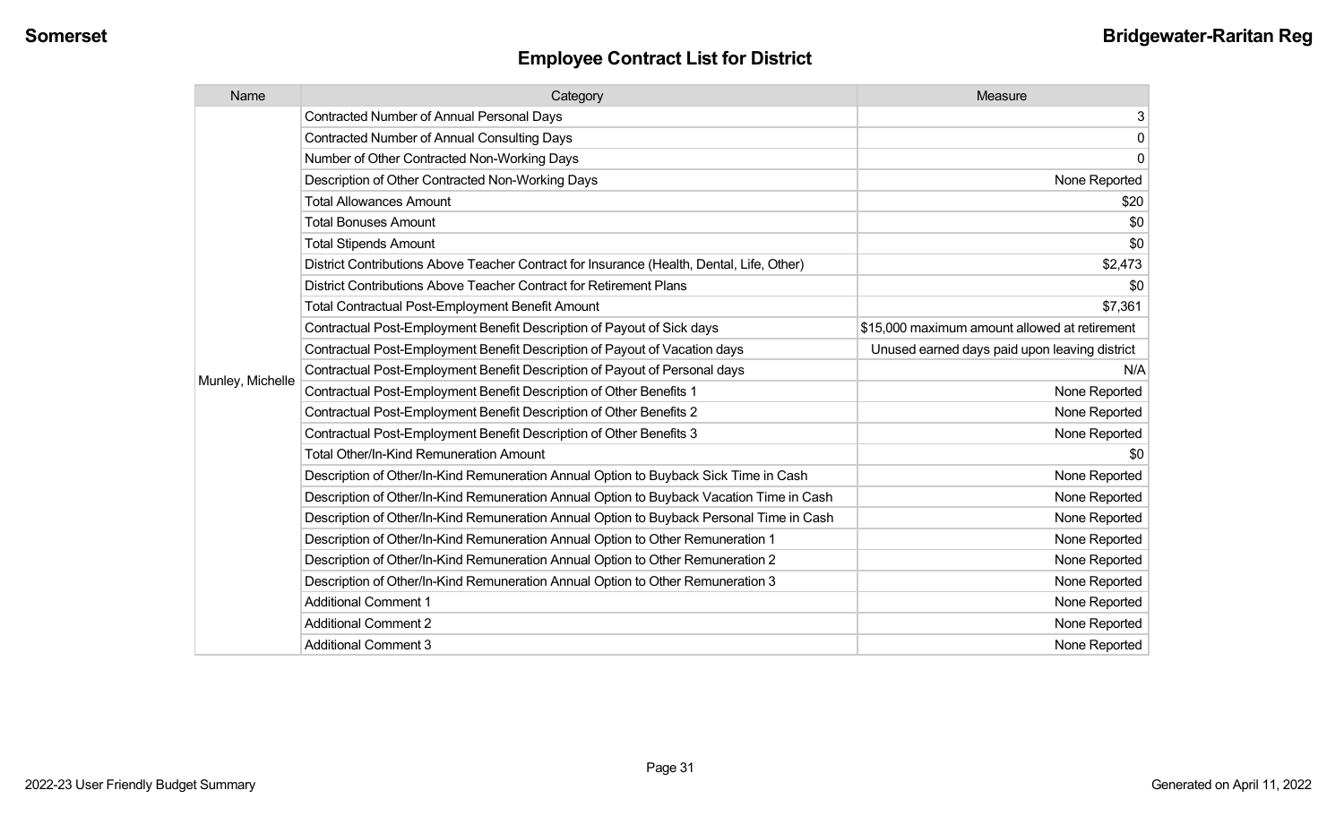Somerset **Bridgewater-Raritan Reg**

# Employee Contract List for District

| Name | Category | Measure |
|---|---|---|
| Munley, Michelle | Contracted Number of Annual Personal Days | 3 |
| | Contracted Number of Annual Consulting Days | 0 |
| | Number of Other Contracted Non-Working Days | 0 |
| | Description of Other Contracted Non-Working Days | None Reported |
| | Total Allowances Amount | $20 |
| | Total Bonuses Amount | $0 |
| | Total Stipends Amount | $0 |
| | District Contributions Above Teacher Contract for Insurance (Health, Dental, Life, Other) | $2,473 |
| | District Contributions Above Teacher Contract for Retirement Plans | $0 |
| | Total Contractual Post-Employment Benefit Amount | $7,361 |
| | Contractual Post-Employment Benefit Description of Payout of Sick days | $15,000 maximum amount allowed at retirement |
| | Contractual Post-Employment Benefit Description of Payout of Vacation days | Unused earned days paid upon leaving district |
| | Contractual Post-Employment Benefit Description of Payout of Personal days | N/A |
| | Contractual Post-Employment Benefit Description of Other Benefits 1 | None Reported |
| | Contractual Post-Employment Benefit Description of Other Benefits 2 | None Reported |
| | Contractual Post-Employment Benefit Description of Other Benefits 3 | None Reported |
| | Total Other/In-Kind Remuneration Amount | $0 |
| | Description of Other/In-Kind Remuneration Annual Option to Buyback Sick Time in Cash | None Reported |
| | Description of Other/In-Kind Remuneration Annual Option to Buyback Vacation Time in Cash | None Reported |
| | Description of Other/In-Kind Remuneration Annual Option to Buyback Personal Time in Cash | None Reported |
| | Description of Other/In-Kind Remuneration Annual Option to Other Remuneration 1 | None Reported |
| | Description of Other/In-Kind Remuneration Annual Option to Other Remuneration 2 | None Reported |
| | Description of Other/In-Kind Remuneration Annual Option to Other Remuneration 3 | None Reported |
| | Additional Comment 1 | None Reported |
| | Additional Comment 2 | None Reported |
| | Additional Comment 3 | None Reported |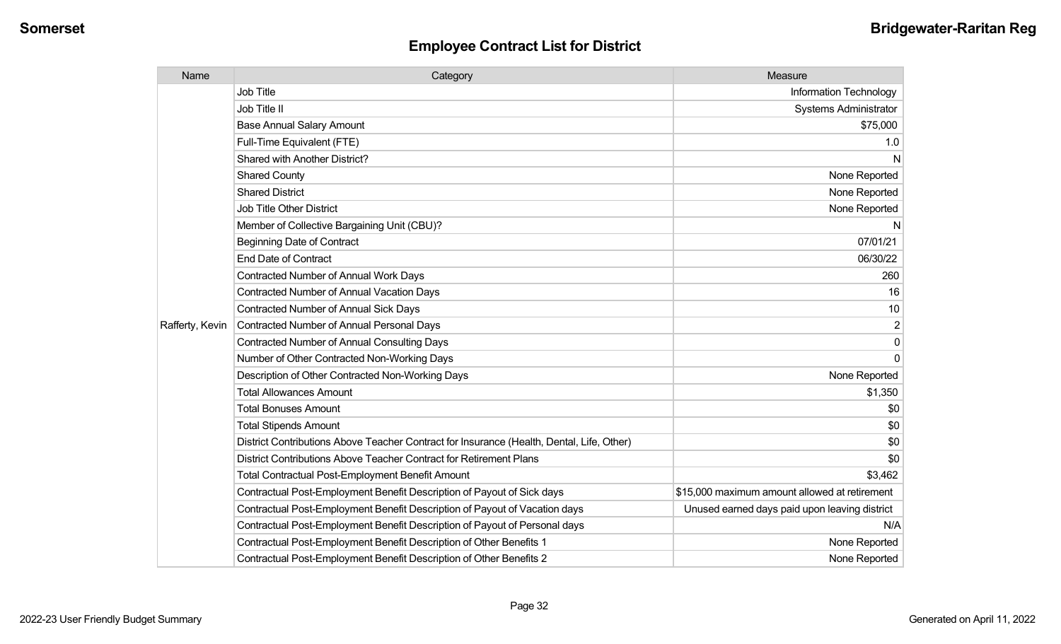# Employee Contract List for District

| Name | Category | Measure |
|---|---|---|
| Rafferty, Kevin | Job Title | Information Technology |
| | Job Title II | Systems Administrator |
| | Base Annual Salary Amount | $75,000 |
| | Full-Time Equivalent (FTE) | 1.0 |
| | Shared with Another District? | N |
| | Shared County | None Reported |
| | Shared District | None Reported |
| | Job Title Other District | None Reported |
| | Member of Collective Bargaining Unit (CBU)? | N |
| | Beginning Date of Contract | 07/01/21 |
| | End Date of Contract | 06/30/22 |
| | Contracted Number of Annual Work Days | 260 |
| | Contracted Number of Annual Vacation Days | 16 |
| | Contracted Number of Annual Sick Days | 10 |
| | Contracted Number of Annual Personal Days | 2 |
| | Contracted Number of Annual Consulting Days | 0 |
| | Number of Other Contracted Non-Working Days | 0 |
| | Description of Other Contracted Non-Working Days | None Reported |
| | Total Allowances Amount | $1,350 |
| | Total Bonuses Amount | $0 |
| | Total Stipends Amount | $0 |
| | District Contributions Above Teacher Contract for Insurance (Health, Dental, Life, Other) | $0 |
| | District Contributions Above Teacher Contract for Retirement Plans | $0 |
| | Total Contractual Post-Employment Benefit Amount | $3,462 |
| | Contractual Post-Employment Benefit Description of Payout of Sick days | $15,000 maximum amount allowed at retirement |
| | Contractual Post-Employment Benefit Description of Payout of Vacation days | Unused earned days paid upon leaving district |
| | Contractual Post-Employment Benefit Description of Payout of Personal days | N/A |
| | Contractual Post-Employment Benefit Description of Other Benefits 1 | None Reported |
| | Contractual Post-Employment Benefit Description of Other Benefits 2 | None Reported |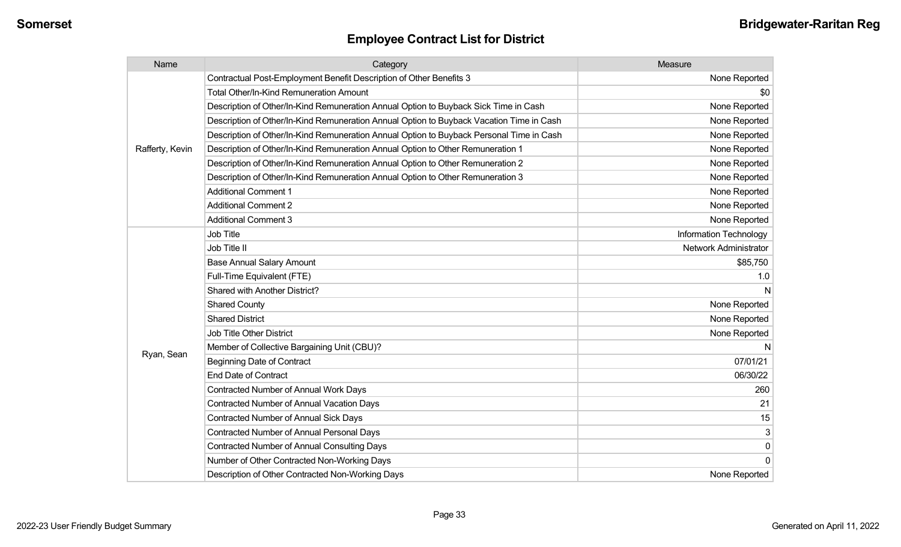## Employee Contract List for District

| Name | Category | Measure |
|---|---|---|
| Rafferty, Kevin | Contractual Post-Employment Benefit Description of Other Benefits 3 | None Reported |
| | Total Other/In-Kind Remuneration Amount | $0 |
| | Description of Other/In-Kind Remuneration Annual Option to Buyback Sick Time in Cash | None Reported |
| | Description of Other/In-Kind Remuneration Annual Option to Buyback Vacation Time in Cash | None Reported |
| | Description of Other/In-Kind Remuneration Annual Option to Buyback Personal Time in Cash | None Reported |
| | Description of Other/In-Kind Remuneration Annual Option to Other Remuneration 1 | None Reported |
| | Description of Other/In-Kind Remuneration Annual Option to Other Remuneration 2 | None Reported |
| | Description of Other/In-Kind Remuneration Annual Option to Other Remuneration 3 | None Reported |
| | Additional Comment 1 | None Reported |
| | Additional Comment 2 | None Reported |
| | Additional Comment 3 | None Reported |
| Ryan, Sean | Job Title | Information Technology |
| | Job Title II | Network Administrator |
| | Base Annual Salary Amount | $85,750 |
| | Full-Time Equivalent (FTE) | 1.0 |
| | Shared with Another District? | N |
| | Shared County | None Reported |
| | Shared District | None Reported |
| | Job Title Other District | None Reported |
| | Member of Collective Bargaining Unit (CBU)? | N |
| | Beginning Date of Contract | 07/01/21 |
| | End Date of Contract | 06/30/22 |
| | Contracted Number of Annual Work Days | 260 |
| | Contracted Number of Annual Vacation Days | 21 |
| | Contracted Number of Annual Sick Days | 15 |
| | Contracted Number of Annual Personal Days | 3 |
| | Contracted Number of Annual Consulting Days | 0 |
| | Number of Other Contracted Non-Working Days | 0 |
| | Description of Other Contracted Non-Working Days | None Reported |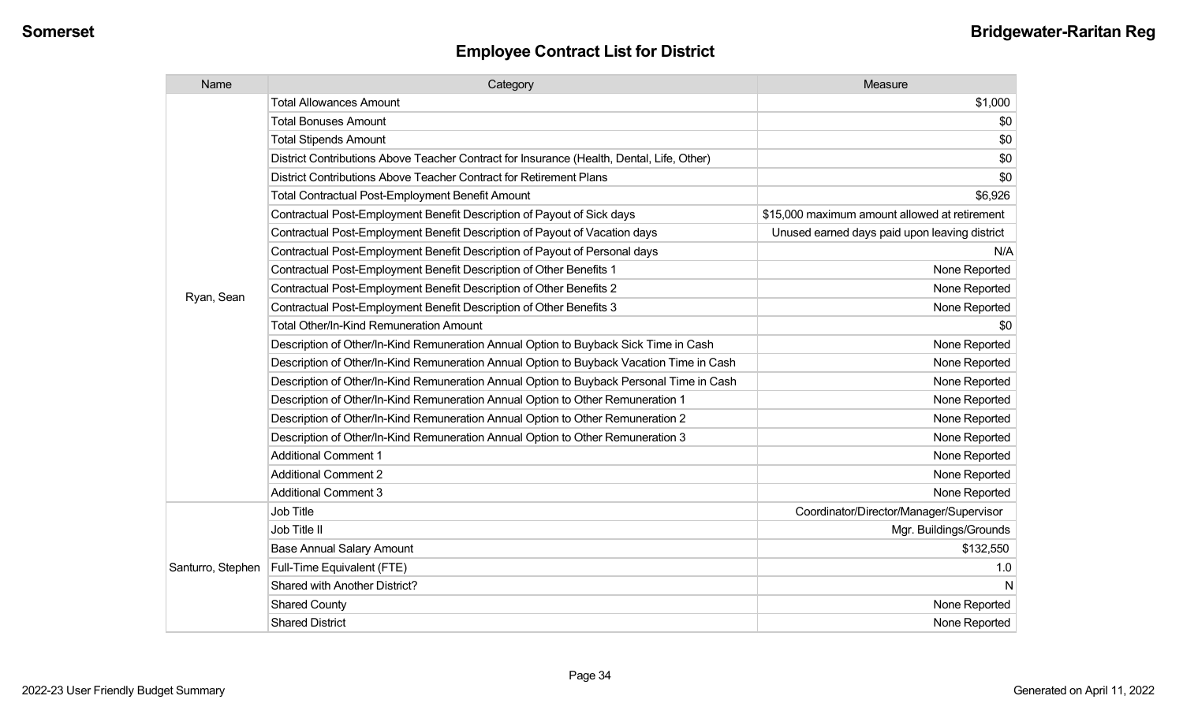## Employee Contract List for District

| Name | Category | Measure |
|---|---|---|
| Ryan, Sean | Total Allowances Amount | $1,000 |
| | Total Bonuses Amount | $0 |
| | Total Stipends Amount | $0 |
| | District Contributions Above Teacher Contract for Insurance (Health, Dental, Life, Other) | $0 |
| | District Contributions Above Teacher Contract for Retirement Plans | $0 |
| | Total Contractual Post-Employment Benefit Amount | $6,926 |
| | Contractual Post-Employment Benefit Description of Payout of Sick days | $15,000 maximum amount allowed at retirement |
| | Contractual Post-Employment Benefit Description of Payout of Vacation days | Unused earned days paid upon leaving district |
| | Contractual Post-Employment Benefit Description of Payout of Personal days | N/A |
| | Contractual Post-Employment Benefit Description of Other Benefits 1 | None Reported |
| | Contractual Post-Employment Benefit Description of Other Benefits 2 | None Reported |
| | Contractual Post-Employment Benefit Description of Other Benefits 3 | None Reported |
| | Total Other/In-Kind Remuneration Amount | $0 |
| | Description of Other/In-Kind Remuneration Annual Option to Buyback Sick Time in Cash | None Reported |
| | Description of Other/In-Kind Remuneration Annual Option to Buyback Vacation Time in Cash | None Reported |
| | Description of Other/In-Kind Remuneration Annual Option to Buyback Personal Time in Cash | None Reported |
| | Description of Other/In-Kind Remuneration Annual Option to Other Remuneration 1 | None Reported |
| | Description of Other/In-Kind Remuneration Annual Option to Other Remuneration 2 | None Reported |
| | Description of Other/In-Kind Remuneration Annual Option to Other Remuneration 3 | None Reported |
| | Additional Comment 1 | None Reported |
| | Additional Comment 2 | None Reported |
| | Additional Comment 3 | None Reported |
| Santurro, Stephen | Job Title | Coordinator/Director/Manager/Supervisor |
| | Job Title II | Mgr. Buildings/Grounds |
| | Base Annual Salary Amount | $132,550 |
| | Full-Time Equivalent (FTE) | 1.0 |
| | Shared with Another District? | N |
| | Shared County | None Reported |
| | Shared District | None Reported |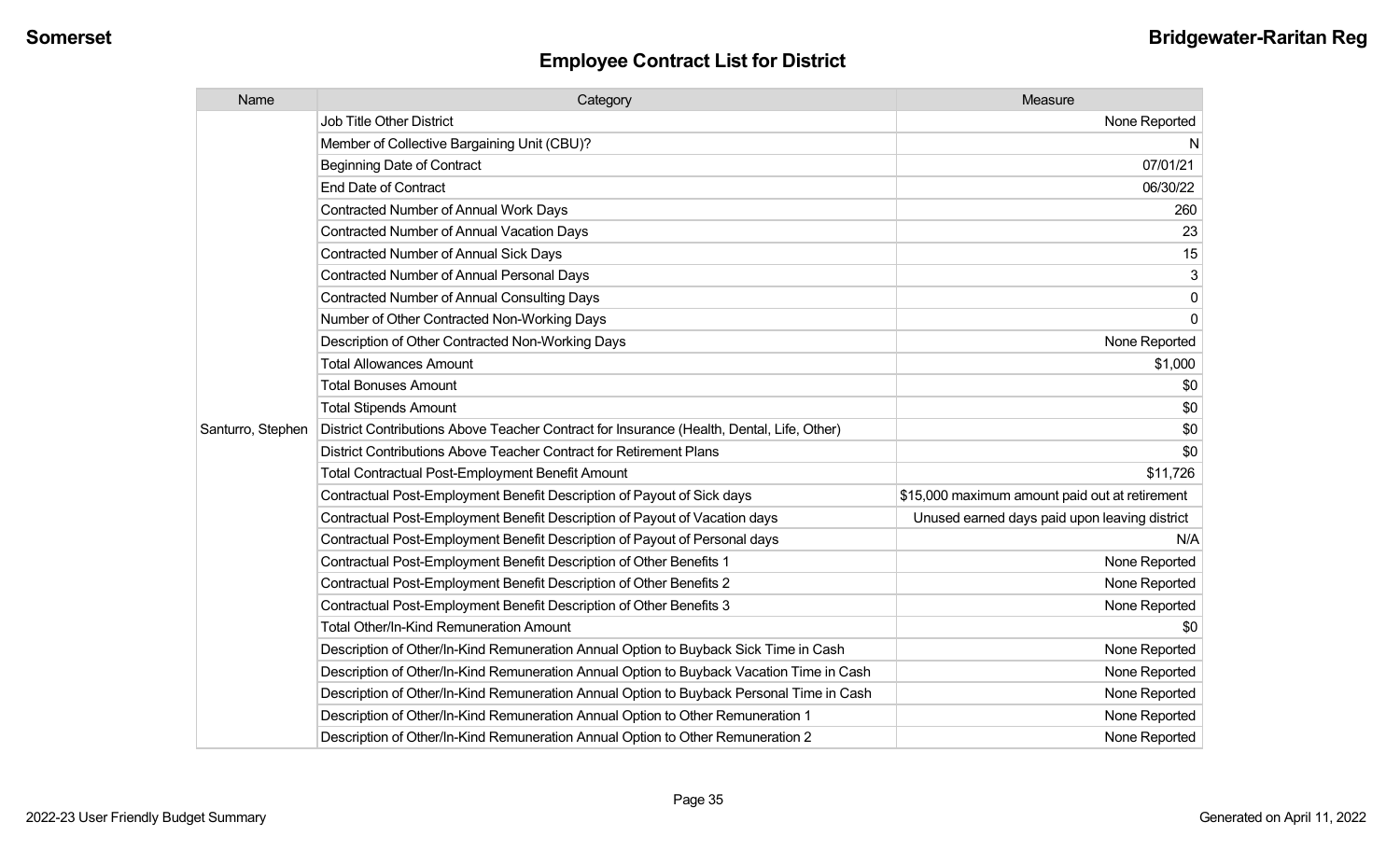## Employee Contract List for District

| Name | Category | Measure |
|---|---|---|
| Santurro, Stephen | Job Title Other District | None Reported |
| | Member of Collective Bargaining Unit (CBU)? | N |
| | Beginning Date of Contract | 07/01/21 |
| | End Date of Contract | 06/30/22 |
| | Contracted Number of Annual Work Days | 260 |
| | Contracted Number of Annual Vacation Days | 23 |
| | Contracted Number of Annual Sick Days | 15 |
| | Contracted Number of Annual Personal Days | 3 |
| | Contracted Number of Annual Consulting Days | 0 |
| | Number of Other Contracted Non-Working Days | 0 |
| | Description of Other Contracted Non-Working Days | None Reported |
| | Total Allowances Amount | $1,000 |
| | Total Bonuses Amount | $0 |
| | Total Stipends Amount | $0 |
| | District Contributions Above Teacher Contract for Insurance (Health, Dental, Life, Other) | $0 |
| | District Contributions Above Teacher Contract for Retirement Plans | $0 |
| | Total Contractual Post-Employment Benefit Amount | $11,726 |
| | Contractual Post-Employment Benefit Description of Payout of Sick days | $15,000 maximum amount paid out at retirement |
| | Contractual Post-Employment Benefit Description of Payout of Vacation days | Unused earned days paid upon leaving district |
| | Contractual Post-Employment Benefit Description of Payout of Personal days | N/A |
| | Contractual Post-Employment Benefit Description of Other Benefits 1 | None Reported |
| | Contractual Post-Employment Benefit Description of Other Benefits 2 | None Reported |
| | Contractual Post-Employment Benefit Description of Other Benefits 3 | None Reported |
| | Total Other/In-Kind Remuneration Amount | $0 |
| | Description of Other/In-Kind Remuneration Annual Option to Buyback Sick Time in Cash | None Reported |
| | Description of Other/In-Kind Remuneration Annual Option to Buyback Vacation Time in Cash | None Reported |
| | Description of Other/In-Kind Remuneration Annual Option to Buyback Personal Time in Cash | None Reported |
| | Description of Other/In-Kind Remuneration Annual Option to Other Remuneration 1 | None Reported |
| | Description of Other/In-Kind Remuneration Annual Option to Other Remuneration 2 | None Reported |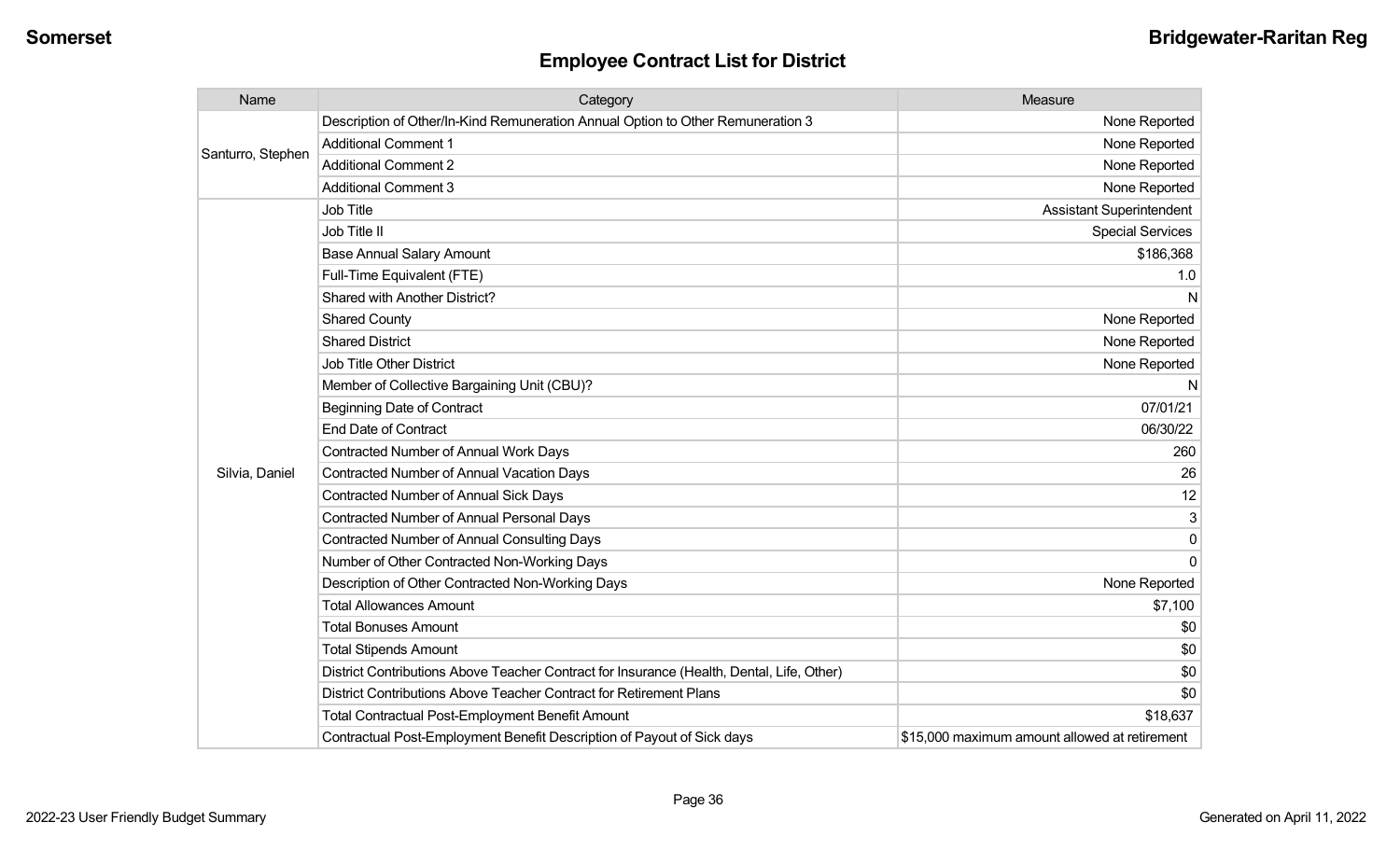## Employee Contract List for District

| Name | Category | Measure |
| --- | --- | --- |
| Santurro, Stephen | Description of Other/In-Kind Remuneration Annual Option to Other Remuneration 3 | None Reported |
| | Additional Comment 1 | None Reported |
| | Additional Comment 2 | None Reported |
| | Additional Comment 3 | None Reported |
| Silvia, Daniel | Job Title | Assistant Superintendent |
| | Job Title II | Special Services |
| | Base Annual Salary Amount | $186,368 |
| | Full-Time Equivalent (FTE) | 1.0 |
| | Shared with Another District? | N |
| | Shared County | None Reported |
| | Shared District | None Reported |
| | Job Title Other District | None Reported |
| | Member of Collective Bargaining Unit (CBU)? | N |
| | Beginning Date of Contract | 07/01/21 |
| | End Date of Contract | 06/30/22 |
| | Contracted Number of Annual Work Days | 260 |
| | Contracted Number of Annual Vacation Days | 26 |
| | Contracted Number of Annual Sick Days | 12 |
| | Contracted Number of Annual Personal Days | 3 |
| | Contracted Number of Annual Consulting Days | 0 |
| | Number of Other Contracted Non-Working Days | 0 |
| | Description of Other Contracted Non-Working Days | None Reported |
| | Total Allowances Amount | $7,100 |
| | Total Bonuses Amount | $0 |
| | Total Stipends Amount | $0 |
| | District Contributions Above Teacher Contract for Insurance (Health, Dental, Life, Other) | $0 |
| | District Contributions Above Teacher Contract for Retirement Plans | $0 |
| | Total Contractual Post-Employment Benefit Amount | $18,637 |
| | Contractual Post-Employment Benefit Description of Payout of Sick days | $15,000 maximum amount allowed at retirement |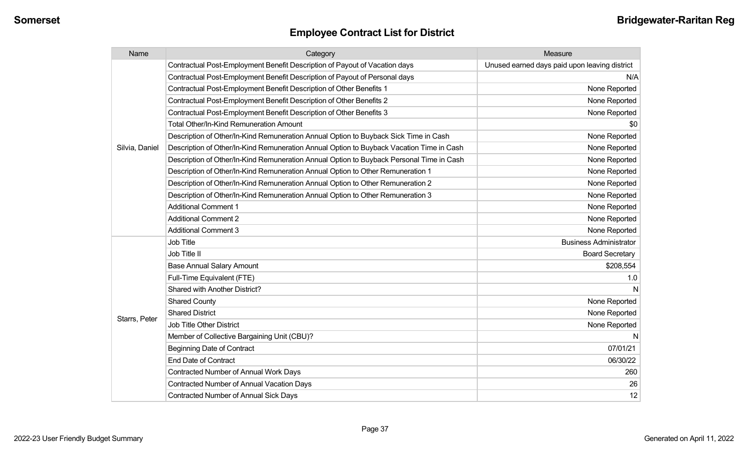## Employee Contract List for District

| Name | Category | Measure |
|---|---|---|
| Silvia, Daniel | Contractual Post-Employment Benefit Description of Payout of Vacation days | Unused earned days paid upon leaving district |
| | Contractual Post-Employment Benefit Description of Payout of Personal days | N/A |
| | Contractual Post-Employment Benefit Description of Other Benefits 1 | None Reported |
| | Contractual Post-Employment Benefit Description of Other Benefits 2 | None Reported |
| | Contractual Post-Employment Benefit Description of Other Benefits 3 | None Reported |
| | Total Other/In-Kind Remuneration Amount | $0 |
| | Description of Other/In-Kind Remuneration Annual Option to Buyback Sick Time in Cash | None Reported |
| | Description of Other/In-Kind Remuneration Annual Option to Buyback Vacation Time in Cash | None Reported |
| | Description of Other/In-Kind Remuneration Annual Option to Buyback Personal Time in Cash | None Reported |
| | Description of Other/In-Kind Remuneration Annual Option to Other Remuneration 1 | None Reported |
| | Description of Other/In-Kind Remuneration Annual Option to Other Remuneration 2 | None Reported |
| | Description of Other/In-Kind Remuneration Annual Option to Other Remuneration 3 | None Reported |
| | Additional Comment 1 | None Reported |
| | Additional Comment 2 | None Reported |
| | Additional Comment 3 | None Reported |
| Starrs, Peter | Job Title | Business Administrator |
| | Job Title II | Board Secretary |
| | Base Annual Salary Amount | $208,554 |
| | Full-Time Equivalent (FTE) | 1.0 |
| | Shared with Another District? | N |
| | Shared County | None Reported |
| | Shared District | None Reported |
| | Job Title Other District | None Reported |
| | Member of Collective Bargaining Unit (CBU)? | N |
| | Beginning Date of Contract | 07/01/21 |
| | End Date of Contract | 06/30/22 |
| | Contracted Number of Annual Work Days | 260 |
| | Contracted Number of Annual Vacation Days | 26 |
| | Contracted Number of Annual Sick Days | 12 |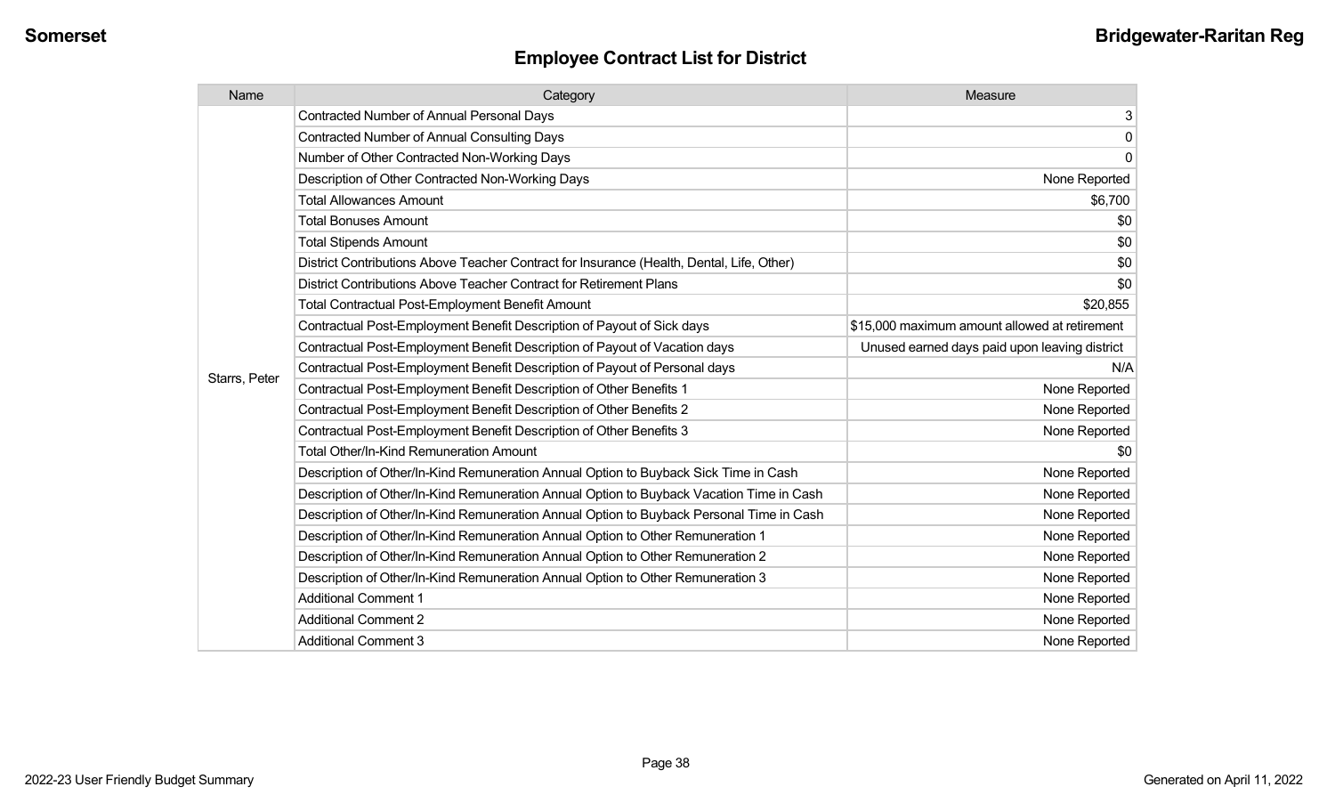## Employee Contract List for District

| Name | Category | Measure |
|---|---|---|
| Starrs, Peter | Contracted Number of Annual Personal Days | 3 |
| | Contracted Number of Annual Consulting Days | 0 |
| | Number of Other Contracted Non-Working Days | 0 |
| | Description of Other Contracted Non-Working Days | None Reported |
| | Total Allowances Amount | $6,700 |
| | Total Bonuses Amount | $0 |
| | Total Stipends Amount | $0 |
| | District Contributions Above Teacher Contract for Insurance (Health, Dental, Life, Other) | $0 |
| | District Contributions Above Teacher Contract for Retirement Plans | $0 |
| | Total Contractual Post-Employment Benefit Amount | $20,855 |
| | Contractual Post-Employment Benefit Description of Payout of Sick days | $15,000 maximum amount allowed at retirement |
| | Contractual Post-Employment Benefit Description of Payout of Vacation days | Unused earned days paid upon leaving district |
| | Contractual Post-Employment Benefit Description of Payout of Personal days | N/A |
| | Contractual Post-Employment Benefit Description of Other Benefits 1 | None Reported |
| | Contractual Post-Employment Benefit Description of Other Benefits 2 | None Reported |
| | Contractual Post-Employment Benefit Description of Other Benefits 3 | None Reported |
| | Total Other/In-Kind Remuneration Amount | $0 |
| | Description of Other/In-Kind Remuneration Annual Option to Buyback Sick Time in Cash | None Reported |
| | Description of Other/In-Kind Remuneration Annual Option to Buyback Vacation Time in Cash | None Reported |
| | Description of Other/In-Kind Remuneration Annual Option to Buyback Personal Time in Cash | None Reported |
| | Description of Other/In-Kind Remuneration Annual Option to Other Remuneration 1 | None Reported |
| | Description of Other/In-Kind Remuneration Annual Option to Other Remuneration 2 | None Reported |
| | Description of Other/In-Kind Remuneration Annual Option to Other Remuneration 3 | None Reported |
| | Additional Comment 1 | None Reported |
| | Additional Comment 2 | None Reported |
| | Additional Comment 3 | None Reported |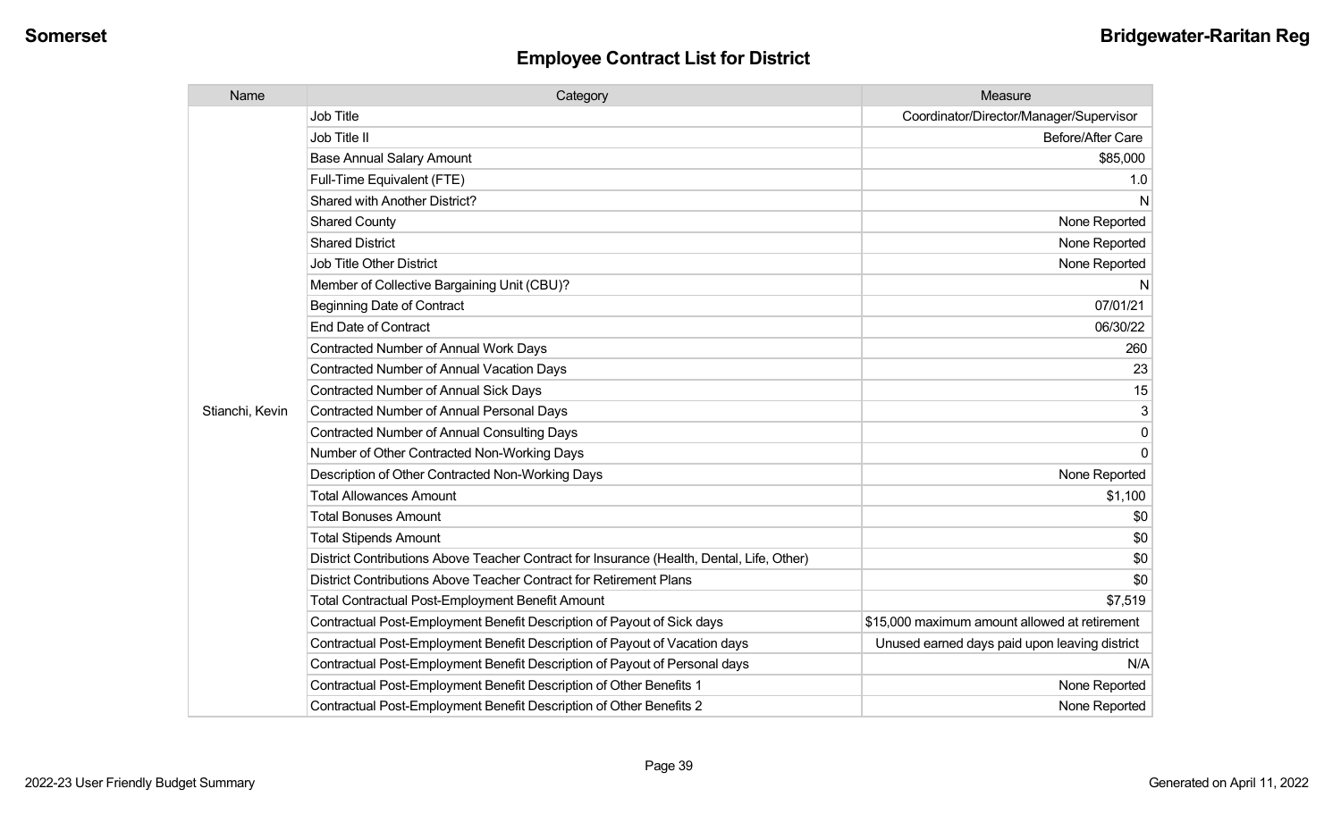Somerset

Bridgewater-Raritan Reg

## Employee Contract List for District

| Name | Category | Measure |
|---|---|---|
| Stianchi, Kevin | Job Title | Coordinator/Director/Manager/Supervisor |
| | Job Title II | Before/After Care |
| | Base Annual Salary Amount | $85,000 |
| | Full-Time Equivalent (FTE) | 1.0 |
| | Shared with Another District? | N |
| | Shared County | None Reported |
| | Shared District | None Reported |
| | Job Title Other District | None Reported |
| | Member of Collective Bargaining Unit (CBU)? | N |
| | Beginning Date of Contract | 07/01/21 |
| | End Date of Contract | 06/30/22 |
| | Contracted Number of Annual Work Days | 260 |
| | Contracted Number of Annual Vacation Days | 23 |
| | Contracted Number of Annual Sick Days | 15 |
| | Contracted Number of Annual Personal Days | 3 |
| | Contracted Number of Annual Consulting Days | 0 |
| | Number of Other Contracted Non-Working Days | 0 |
| | Description of Other Contracted Non-Working Days | None Reported |
| | Total Allowances Amount | $1,100 |
| | Total Bonuses Amount | $0 |
| | Total Stipends Amount | $0 |
| | District Contributions Above Teacher Contract for Insurance (Health, Dental, Life, Other) | $0 |
| | District Contributions Above Teacher Contract for Retirement Plans | $0 |
| | Total Contractual Post-Employment Benefit Amount | $7,519 |
| | Contractual Post-Employment Benefit Description of Payout of Sick days | $15,000 maximum amount allowed at retirement |
| | Contractual Post-Employment Benefit Description of Payout of Vacation days | Unused earned days paid upon leaving district |
| | Contractual Post-Employment Benefit Description of Payout of Personal days | N/A |
| | Contractual Post-Employment Benefit Description of Other Benefits 1 | None Reported |
| | Contractual Post-Employment Benefit Description of Other Benefits 2 | None Reported |

2022-23 User Friendly Budget Summary

Generated on April 11, 2022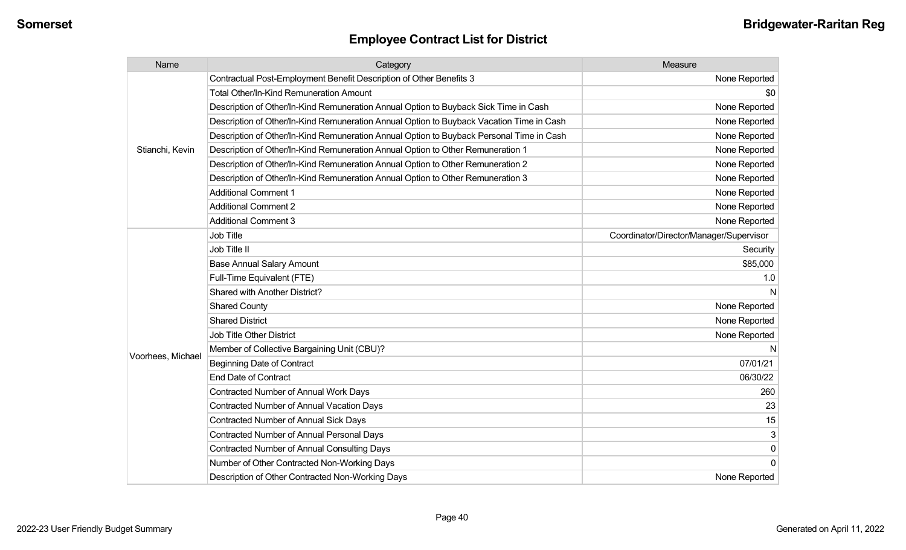## Employee Contract List for District

| Name | Category | Measure |
|---|---|---|
| Stianchi, Kevin | Contractual Post-Employment Benefit Description of Other Benefits 3 | None Reported |
| | Total Other/In-Kind Remuneration Amount | $0 |
| | Description of Other/In-Kind Remuneration Annual Option to Buyback Sick Time in Cash | None Reported |
| | Description of Other/In-Kind Remuneration Annual Option to Buyback Vacation Time in Cash | None Reported |
| | Description of Other/In-Kind Remuneration Annual Option to Buyback Personal Time in Cash | None Reported |
| | Description of Other/In-Kind Remuneration Annual Option to Other Remuneration 1 | None Reported |
| | Description of Other/In-Kind Remuneration Annual Option to Other Remuneration 2 | None Reported |
| | Description of Other/In-Kind Remuneration Annual Option to Other Remuneration 3 | None Reported |
| | Additional Comment 1 | None Reported |
| | Additional Comment 2 | None Reported |
| | Additional Comment 3 | None Reported |
| Voorhees, Michael | Job Title | Coordinator/Director/Manager/Supervisor |
| | Job Title II | Security |
| | Base Annual Salary Amount | $85,000 |
| | Full-Time Equivalent (FTE) | 1.0 |
| | Shared with Another District? | N |
| | Shared County | None Reported |
| | Shared District | None Reported |
| | Job Title Other District | None Reported |
| | Member of Collective Bargaining Unit (CBU)? | N |
| | Beginning Date of Contract | 07/01/21 |
| | End Date of Contract | 06/30/22 |
| | Contracted Number of Annual Work Days | 260 |
| | Contracted Number of Annual Vacation Days | 23 |
| | Contracted Number of Annual Sick Days | 15 |
| | Contracted Number of Annual Personal Days | 3 |
| | Contracted Number of Annual Consulting Days | 0 |
| | Number of Other Contracted Non-Working Days | 0 |
| | Description of Other Contracted Non-Working Days | None Reported |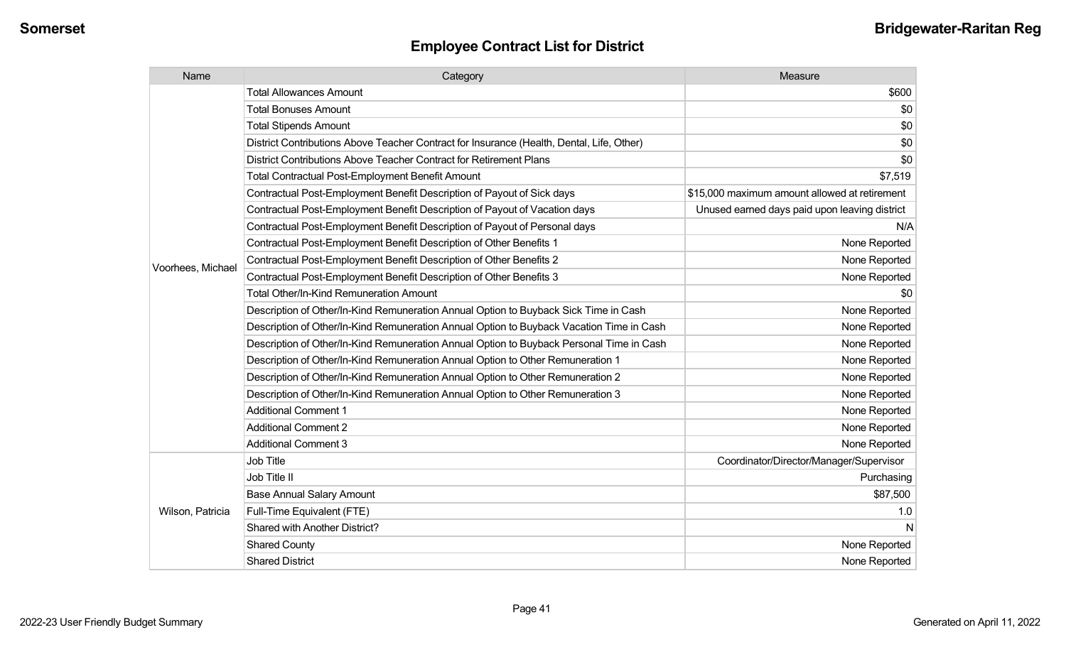## Employee Contract List for District

| Name | Category | Measure |
|---|---|---|
| Voorhees, Michael | Total Allowances Amount | $600 |
| | Total Bonuses Amount | $0 |
| | Total Stipends Amount | $0 |
| | District Contributions Above Teacher Contract for Insurance (Health, Dental, Life, Other) | $0 |
| | District Contributions Above Teacher Contract for Retirement Plans | $0 |
| | Total Contractual Post-Employment Benefit Amount | $7,519 |
| | Contractual Post-Employment Benefit Description of Payout of Sick days | $15,000 maximum amount allowed at retirement |
| | Contractual Post-Employment Benefit Description of Payout of Vacation days | Unused earned days paid upon leaving district |
| | Contractual Post-Employment Benefit Description of Payout of Personal days | N/A |
| | Contractual Post-Employment Benefit Description of Other Benefits 1 | None Reported |
| | Contractual Post-Employment Benefit Description of Other Benefits 2 | None Reported |
| | Contractual Post-Employment Benefit Description of Other Benefits 3 | None Reported |
| | Total Other/In-Kind Remuneration Amount | $0 |
| | Description of Other/In-Kind Remuneration Annual Option to Buyback Sick Time in Cash | None Reported |
| | Description of Other/In-Kind Remuneration Annual Option to Buyback Vacation Time in Cash | None Reported |
| | Description of Other/In-Kind Remuneration Annual Option to Buyback Personal Time in Cash | None Reported |
| | Description of Other/In-Kind Remuneration Annual Option to Other Remuneration 1 | None Reported |
| | Description of Other/In-Kind Remuneration Annual Option to Other Remuneration 2 | None Reported |
| | Description of Other/In-Kind Remuneration Annual Option to Other Remuneration 3 | None Reported |
| | Additional Comment 1 | None Reported |
| | Additional Comment 2 | None Reported |
| | Additional Comment 3 | None Reported |
| Wilson, Patricia | Job Title | Coordinator/Director/Manager/Supervisor |
| | Job Title II | Purchasing |
| | Base Annual Salary Amount | $87,500 |
| | Full-Time Equivalent (FTE) | 1.0 |
| | Shared with Another District? | N |
| | Shared County | None Reported |
| | Shared District | None Reported |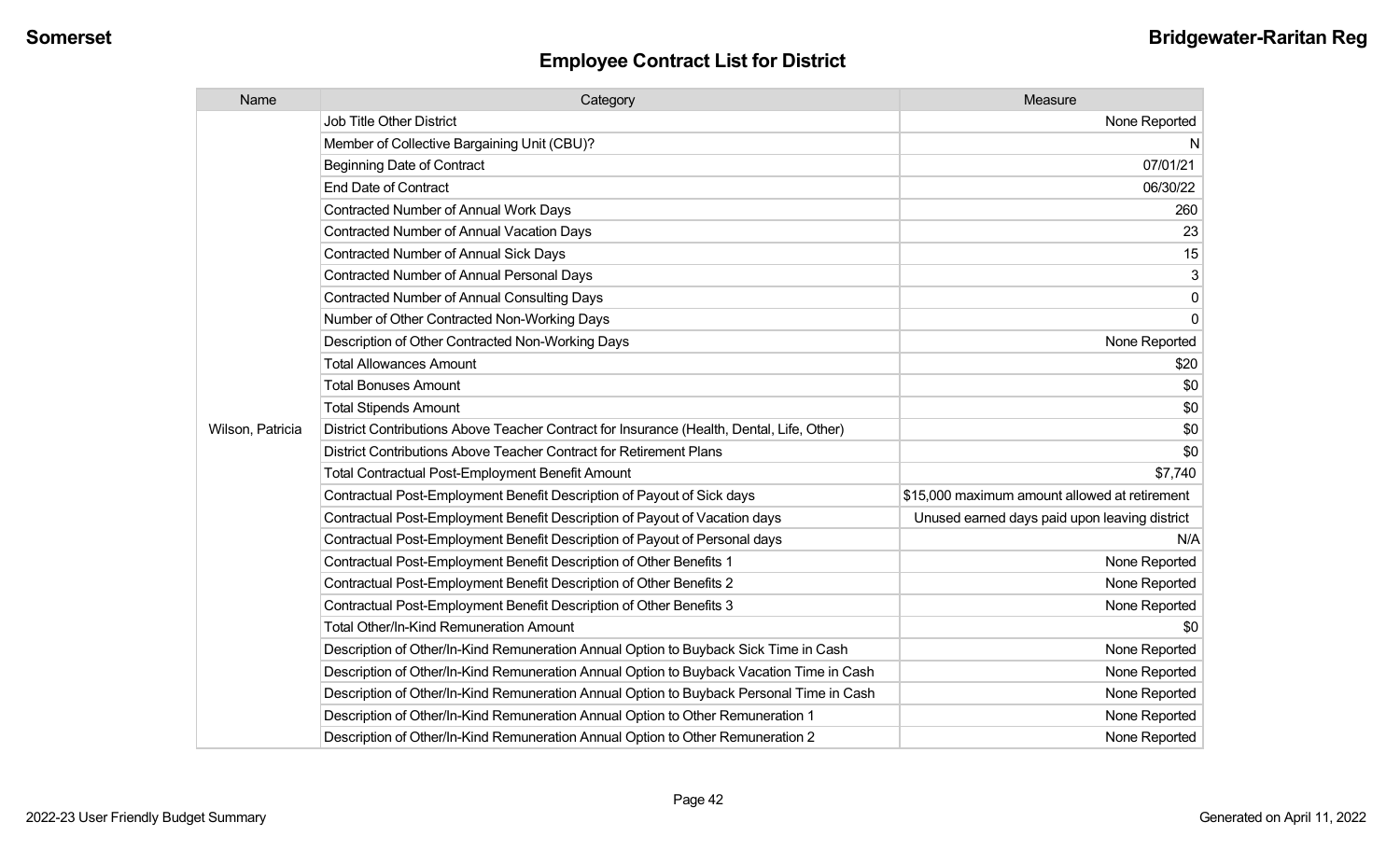## Employee Contract List for District

| Name | Category | Measure |
|---|---|---|
| Wilson, Patricia | Job Title Other District | None Reported |
| | Member of Collective Bargaining Unit (CBU)? | N |
| | Beginning Date of Contract | 07/01/21 |
| | End Date of Contract | 06/30/22 |
| | Contracted Number of Annual Work Days | 260 |
| | Contracted Number of Annual Vacation Days | 23 |
| | Contracted Number of Annual Sick Days | 15 |
| | Contracted Number of Annual Personal Days | 3 |
| | Contracted Number of Annual Consulting Days | 0 |
| | Number of Other Contracted Non-Working Days | 0 |
| | Description of Other Contracted Non-Working Days | None Reported |
| | Total Allowances Amount | $20 |
| | Total Bonuses Amount | $0 |
| | Total Stipends Amount | $0 |
| | District Contributions Above Teacher Contract for Insurance (Health, Dental, Life, Other) | $0 |
| | District Contributions Above Teacher Contract for Retirement Plans | $0 |
| | Total Contractual Post-Employment Benefit Amount | $7,740 |
| | Contractual Post-Employment Benefit Description of Payout of Sick days | $15,000 maximum amount allowed at retirement |
| | Contractual Post-Employment Benefit Description of Payout of Vacation days | Unused earned days paid upon leaving district |
| | Contractual Post-Employment Benefit Description of Payout of Personal days | N/A |
| | Contractual Post-Employment Benefit Description of Other Benefits 1 | None Reported |
| | Contractual Post-Employment Benefit Description of Other Benefits 2 | None Reported |
| | Contractual Post-Employment Benefit Description of Other Benefits 3 | None Reported |
| | Total Other/In-Kind Remuneration Amount | $0 |
| | Description of Other/In-Kind Remuneration Annual Option to Buyback Sick Time in Cash | None Reported |
| | Description of Other/In-Kind Remuneration Annual Option to Buyback Vacation Time in Cash | None Reported |
| | Description of Other/In-Kind Remuneration Annual Option to Buyback Personal Time in Cash | None Reported |
| | Description of Other/In-Kind Remuneration Annual Option to Other Remuneration 1 | None Reported |
| | Description of Other/In-Kind Remuneration Annual Option to Other Remuneration 2 | None Reported |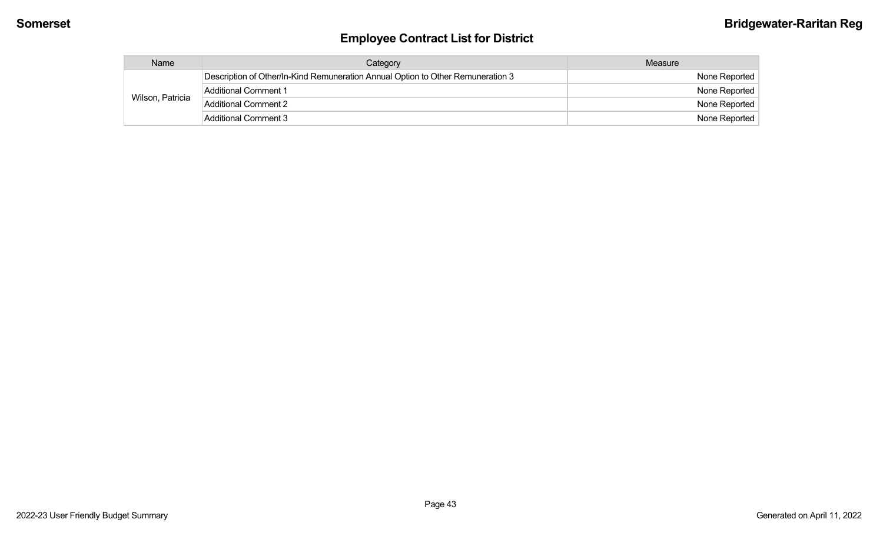# Employee Contract List for District

| Name | Category | Measure |
|---|---|---|
| Wilson, Patricia | Description of Other/In-Kind Remuneration Annual Option to Other Remuneration 3 | None Reported |
| | Additional Comment 1 | None Reported |
| | Additional Comment 2 | None Reported |
| | Additional Comment 3 | None Reported |